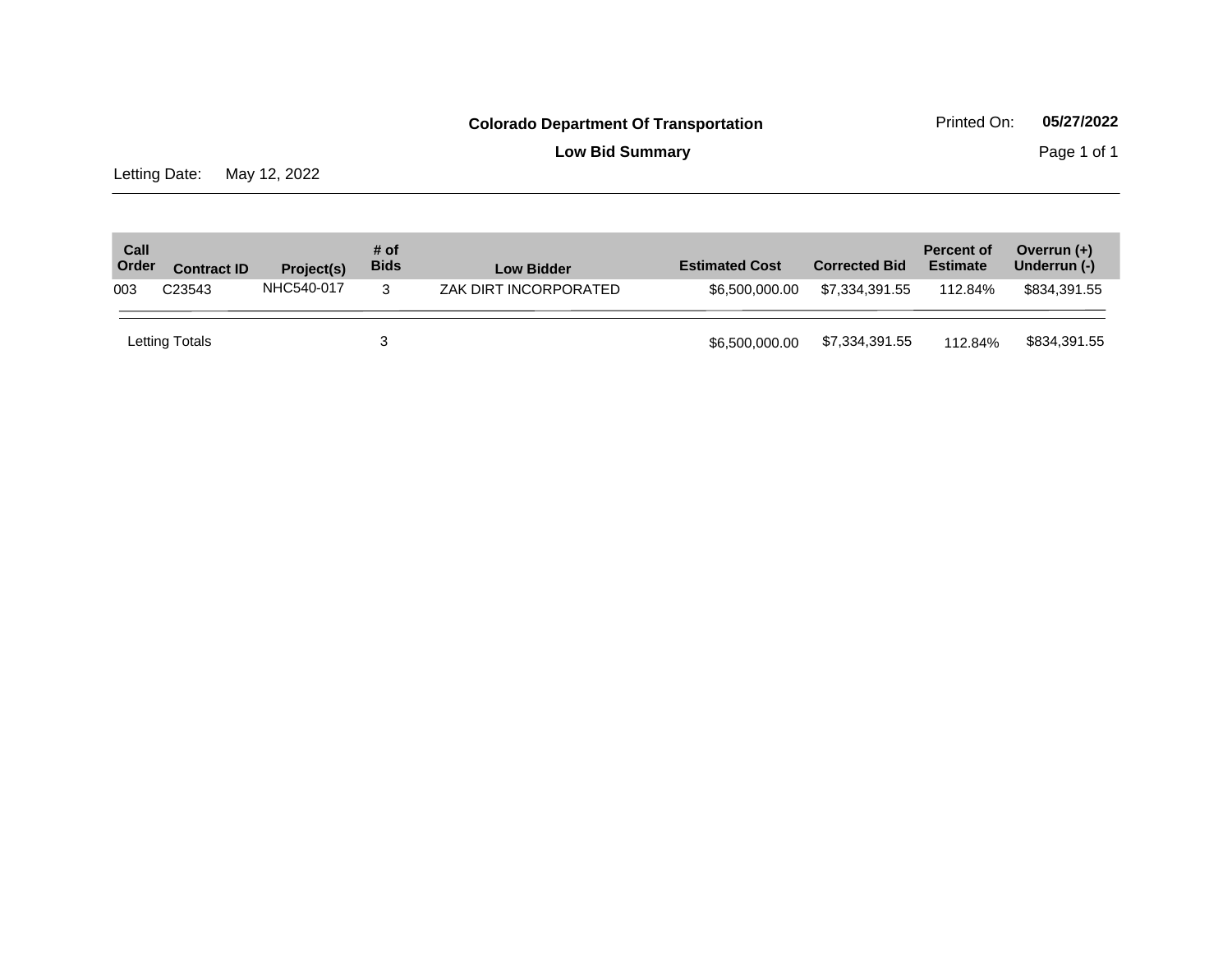# Colorado Department Of Transportation

Printed On: **05/27/2022**

## Low Bid Summary

Letting Date: May 12, 2022

| Call Order | Contract ID | Project(s) | # of Bids | Low Bidder | Estimated Cost | Corrected Bid | Percent of Estimate | Overrun (+) Underrun (-) |
|---|---|---|---|---|---|---|---|---|
| 003 | C23543 | NHC540-017 | 3 | ZAK DIRT INCORPORATED | $6,500,000.00 | $7,334,391.55 | 112.84% | $834,391.55 |
| Letting Totals | | | 3 | | $6,500,000.00 | $7,334,391.55 | 112.84% | $834,391.55 |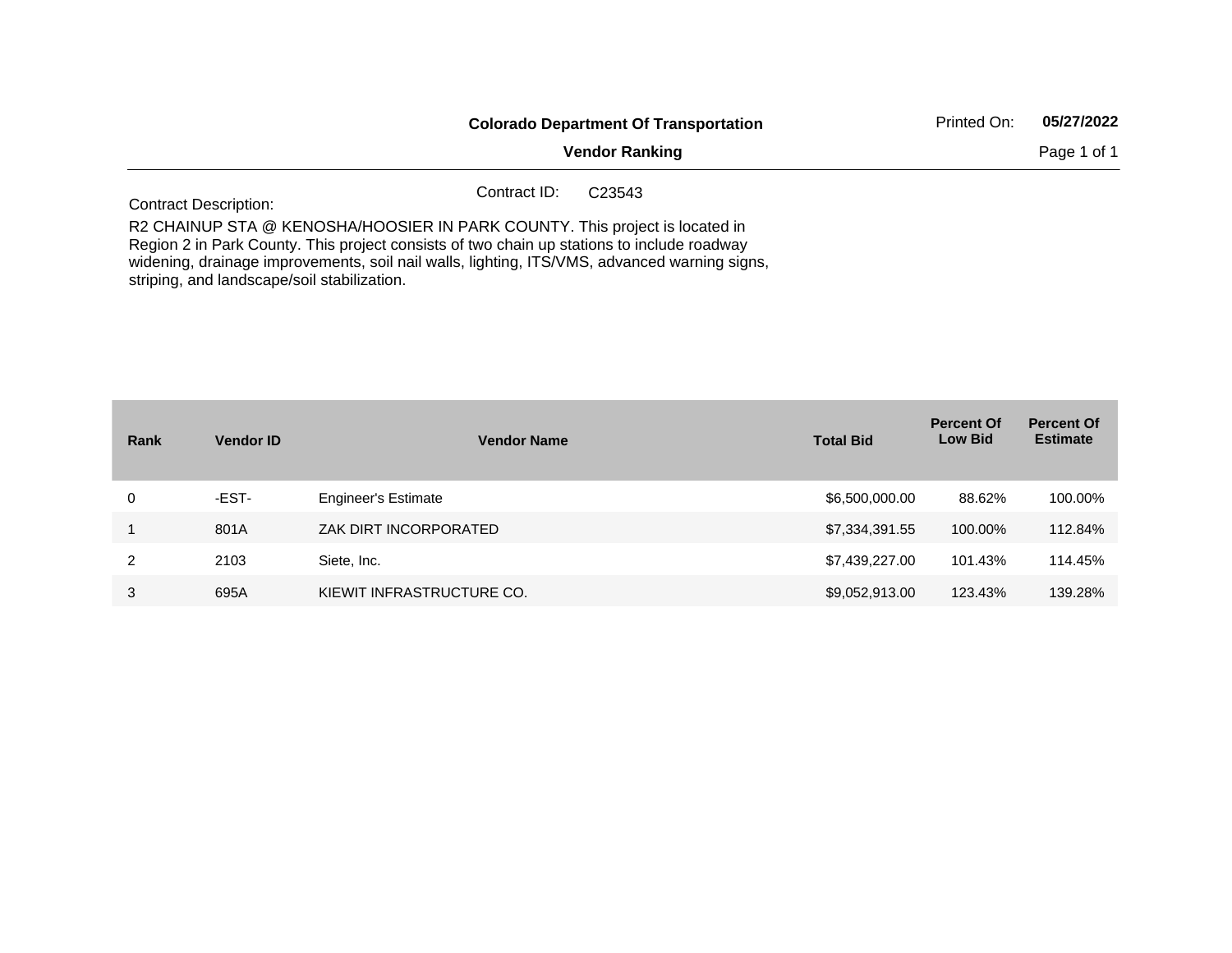**Colorado Department Of Transportation**

**Vendor Ranking**

Printed On: **05/27/2022**

Contract ID: C23543

Contract Description:

R2 CHAINUP STA @ KENOSHA/HOOSIER IN PARK COUNTY. This project is located in Region 2 in Park County. This project consists of two chain up stations to include roadway widening, drainage improvements, soil nail walls, lighting, ITS/VMS, advanced warning signs, striping, and landscape/soil stabilization.

| Rank | Vendor ID | Vendor Name | Total Bid | Percent Of Low Bid | Percent Of Estimate |
|---|---|---|---|---|---|
| 0 | -EST- | Engineer's Estimate | $6,500,000.00 | 88.62% | 100.00% |
| 1 | 801A | ZAK DIRT INCORPORATED | $7,334,391.55 | 100.00% | 112.84% |
| 2 | 2103 | Siete, Inc. | $7,439,227.00 | 101.43% | 114.45% |
| 3 | 695A | KIEWIT INFRASTRUCTURE CO. | $9,052,913.00 | 123.43% | 139.28% |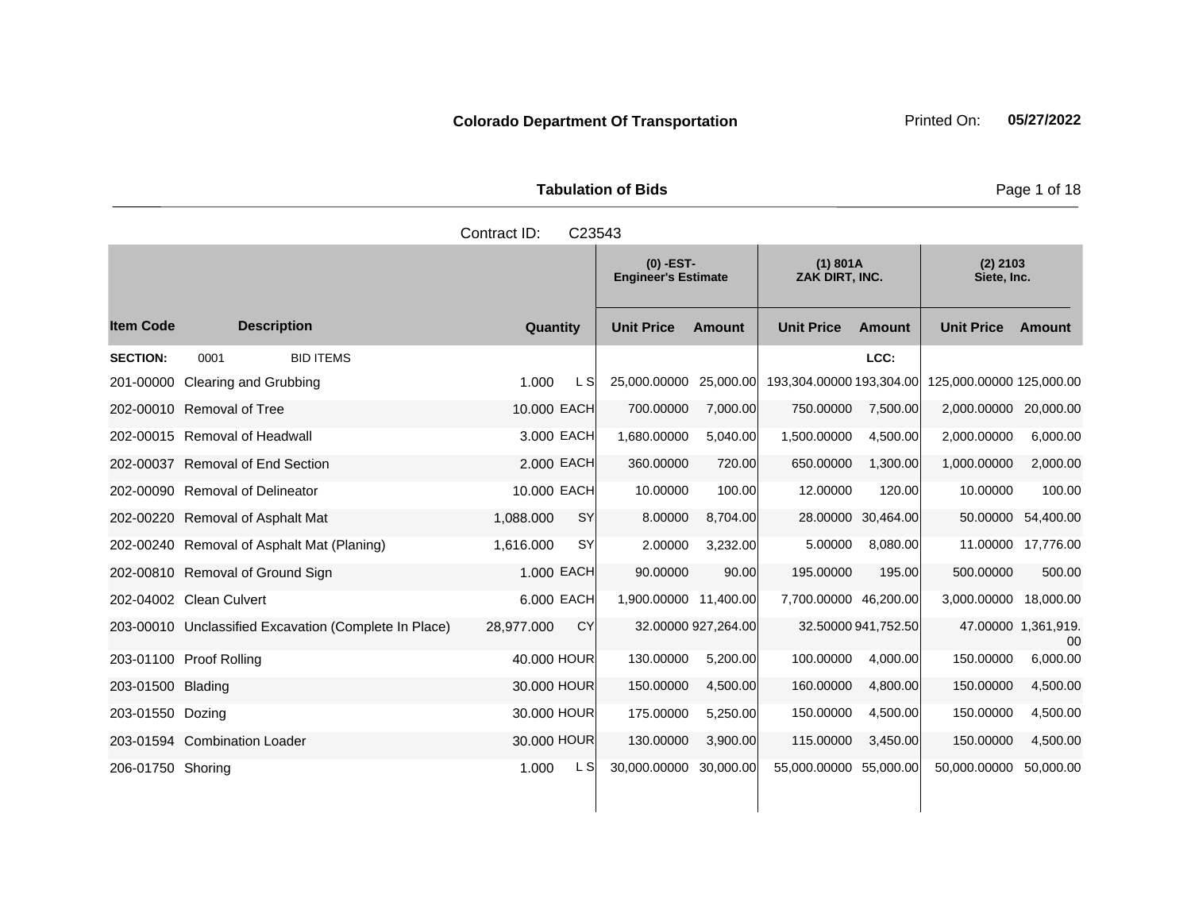**Colorado Department Of Transportation**

Printed On: **05/27/2022**

## Tabulation of Bids

Contract ID: C23543

| Item Code | Description | Quantity | | (0) -EST- Engineer's Estimate | | (1) 801A ZAK DIRT, INC. | | (2) 2103 Siete, Inc. | |
|---|---|---|---|---|---|---|---|---|---|
| | | | | Unit Price | Amount | Unit Price | Amount | Unit Price | Amount |
| **SECTION:** | 0001 BID ITEMS | | | | | | LCC: | | |
| 201-00000 | Clearing and Grubbing | 1.000 | L S | 25,000.00000 | 25,000.00 | 193,304.00000 | 193,304.00 | 125,000.00000 | 125,000.00 |
| 202-00010 | Removal of Tree | 10.000 | EACH | 700.00000 | 7,000.00 | 750.00000 | 7,500.00 | 2,000.00000 | 20,000.00 |
| 202-00015 | Removal of Headwall | 3.000 | EACH | 1,680.00000 | 5,040.00 | 1,500.00000 | 4,500.00 | 2,000.00000 | 6,000.00 |
| 202-00037 | Removal of End Section | 2.000 | EACH | 360.00000 | 720.00 | 650.00000 | 1,300.00 | 1,000.00000 | 2,000.00 |
| 202-00090 | Removal of Delineator | 10.000 | EACH | 10.00000 | 100.00 | 12.00000 | 120.00 | 10.00000 | 100.00 |
| 202-00220 | Removal of Asphalt Mat | 1,088.000 | SY | 8.00000 | 8,704.00 | 28.00000 | 30,464.00 | 50.00000 | 54,400.00 |
| 202-00240 | Removal of Asphalt Mat (Planing) | 1,616.000 | SY | 2.00000 | 3,232.00 | 5.00000 | 8,080.00 | 11.00000 | 17,776.00 |
| 202-00810 | Removal of Ground Sign | 1.000 | EACH | 90.00000 | 90.00 | 195.00000 | 195.00 | 500.00000 | 500.00 |
| 202-04002 | Clean Culvert | 6.000 | EACH | 1,900.00000 | 11,400.00 | 7,700.00000 | 46,200.00 | 3,000.00000 | 18,000.00 |
| 203-00010 | Unclassified Excavation (Complete In Place) | 28,977.000 | CY | 32.00000 | 927,264.00 | 32.50000 | 941,752.50 | 47.00000 | 1,361,919.00 |
| 203-01100 | Proof Rolling | 40.000 | HOUR | 130.00000 | 5,200.00 | 100.00000 | 4,000.00 | 150.00000 | 6,000.00 |
| 203-01500 | Blading | 30.000 | HOUR | 150.00000 | 4,500.00 | 160.00000 | 4,800.00 | 150.00000 | 4,500.00 |
| 203-01550 | Dozing | 30.000 | HOUR | 175.00000 | 5,250.00 | 150.00000 | 4,500.00 | 150.00000 | 4,500.00 |
| 203-01594 | Combination Loader | 30.000 | HOUR | 130.00000 | 3,900.00 | 115.00000 | 3,450.00 | 150.00000 | 4,500.00 |
| 206-01750 | Shoring | 1.000 | L S | 30,000.00000 | 30,000.00 | 55,000.00000 | 55,000.00 | 50,000.00000 | 50,000.00 |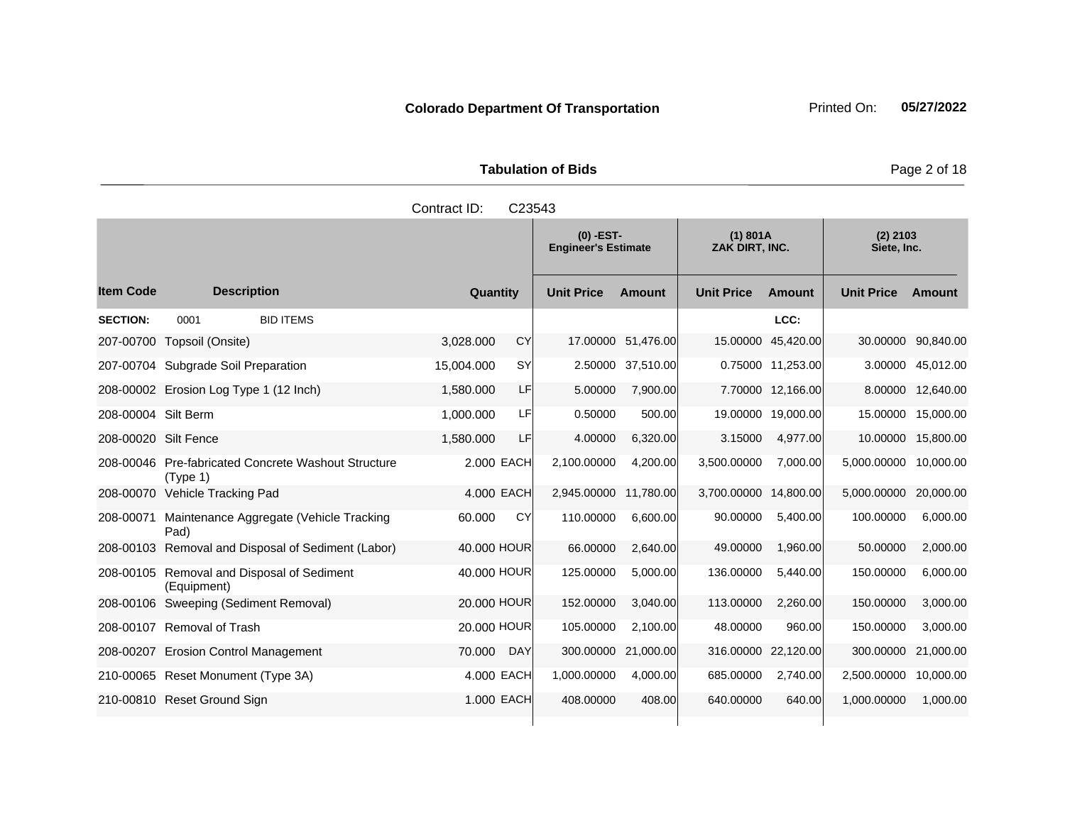**Colorado Department Of Transportation**

Printed On: **05/27/2022**

**Tabulation of Bids**

Contract ID: C23543

| Item Code | Description | Quantity | | (0) -EST- Engineer's Estimate | | (1) 801A ZAK DIRT, INC. | | (2) 2103 Siete, Inc. | |
|---|---|---|---|---|---|---|---|---|---|
| | | | | Unit Price | Amount | Unit Price | Amount | Unit Price | Amount |
| **SECTION:** | 0001 BID ITEMS | | | | | | LCC: | | |
| 207-00700 | Topsoil (Onsite) | 3,028.000 | CY | 17.00000 | 51,476.00 | 15.00000 | 45,420.00 | 30.00000 | 90,840.00 |
| 207-00704 | Subgrade Soil Preparation | 15,004.000 | SY | 2.50000 | 37,510.00 | 0.75000 | 11,253.00 | 3.00000 | 45,012.00 |
| 208-00002 | Erosion Log Type 1 (12 Inch) | 1,580.000 | LF | 5.00000 | 7,900.00 | 7.70000 | 12,166.00 | 8.00000 | 12,640.00 |
| 208-00004 | Silt Berm | 1,000.000 | LF | 0.50000 | 500.00 | 19.00000 | 19,000.00 | 15.00000 | 15,000.00 |
| 208-00020 | Silt Fence | 1,580.000 | LF | 4.00000 | 6,320.00 | 3.15000 | 4,977.00 | 10.00000 | 15,800.00 |
| 208-00046 | Pre-fabricated Concrete Washout Structure (Type 1) | 2.000 | EACH | 2,100.00000 | 4,200.00 | 3,500.00000 | 7,000.00 | 5,000.00000 | 10,000.00 |
| 208-00070 | Vehicle Tracking Pad | 4.000 | EACH | 2,945.00000 | 11,780.00 | 3,700.00000 | 14,800.00 | 5,000.00000 | 20,000.00 |
| 208-00071 | Maintenance Aggregate (Vehicle Tracking Pad) | 60.000 | CY | 110.00000 | 6,600.00 | 90.00000 | 5,400.00 | 100.00000 | 6,000.00 |
| 208-00103 | Removal and Disposal of Sediment (Labor) | 40.000 | HOUR | 66.00000 | 2,640.00 | 49.00000 | 1,960.00 | 50.00000 | 2,000.00 |
| 208-00105 | Removal and Disposal of Sediment (Equipment) | 40.000 | HOUR | 125.00000 | 5,000.00 | 136.00000 | 5,440.00 | 150.00000 | 6,000.00 |
| 208-00106 | Sweeping (Sediment Removal) | 20.000 | HOUR | 152.00000 | 3,040.00 | 113.00000 | 2,260.00 | 150.00000 | 3,000.00 |
| 208-00107 | Removal of Trash | 20.000 | HOUR | 105.00000 | 2,100.00 | 48.00000 | 960.00 | 150.00000 | 3,000.00 |
| 208-00207 | Erosion Control Management | 70.000 | DAY | 300.00000 | 21,000.00 | 316.00000 | 22,120.00 | 300.00000 | 21,000.00 |
| 210-00065 | Reset Monument (Type 3A) | 4.000 | EACH | 1,000.00000 | 4,000.00 | 685.00000 | 2,740.00 | 2,500.00000 | 10,000.00 |
| 210-00810 | Reset Ground Sign | 1.000 | EACH | 408.00000 | 408.00 | 640.00000 | 640.00 | 1,000.00000 | 1,000.00 |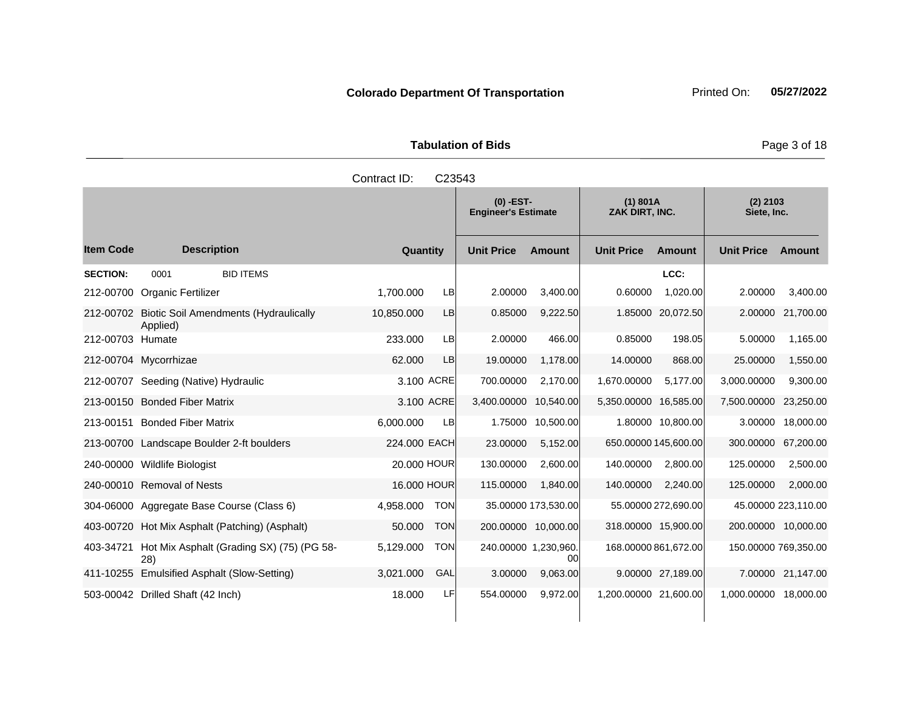**Colorado Department Of Transportation**

**Tabulation of Bids**

Contract ID: C23543

| Item Code | Description | Quantity | | (0) -EST- Engineer's Estimate | | (1) 801A ZAK DIRT, INC. | | (2) 2103 Siete, Inc. | |
|---|---|---|---|---|---|---|---|---|---|
| | | | | Unit Price | Amount | Unit Price | Amount | Unit Price | Amount |
| **SECTION:** | 0001 BID ITEMS | | | | | | LCC: | | |
| 212-00700 | Organic Fertilizer | 1,700.000 | LB | 2.00000 | 3,400.00 | 0.60000 | 1,020.00 | 2.00000 | 3,400.00 |
| 212-00702 | Biotic Soil Amendments (Hydraulically Applied) | 10,850.000 | LB | 0.85000 | 9,222.50 | 1.85000 | 20,072.50 | 2.00000 | 21,700.00 |
| 212-00703 | Humate | 233.000 | LB | 2.00000 | 466.00 | 0.85000 | 198.05 | 5.00000 | 1,165.00 |
| 212-00704 | Mycorrhizae | 62.000 | LB | 19.00000 | 1,178.00 | 14.00000 | 868.00 | 25.00000 | 1,550.00 |
| 212-00707 | Seeding (Native) Hydraulic | 3.100 | ACRE | 700.00000 | 2,170.00 | 1,670.00000 | 5,177.00 | 3,000.00000 | 9,300.00 |
| 213-00150 | Bonded Fiber Matrix | 3.100 | ACRE | 3,400.00000 | 10,540.00 | 5,350.00000 | 16,585.00 | 7,500.00000 | 23,250.00 |
| 213-00151 | Bonded Fiber Matrix | 6,000.000 | LB | 1.75000 | 10,500.00 | 1.80000 | 10,800.00 | 3.00000 | 18,000.00 |
| 213-00700 | Landscape Boulder 2-ft boulders | 224.000 | EACH | 23.00000 | 5,152.00 | 650.00000 | 145,600.00 | 300.00000 | 67,200.00 |
| 240-00000 | Wildlife Biologist | 20.000 | HOUR | 130.00000 | 2,600.00 | 140.00000 | 2,800.00 | 125.00000 | 2,500.00 |
| 240-00010 | Removal of Nests | 16.000 | HOUR | 115.00000 | 1,840.00 | 140.00000 | 2,240.00 | 125.00000 | 2,000.00 |
| 304-06000 | Aggregate Base Course (Class 6) | 4,958.000 | TON | 35.00000 | 173,530.00 | 55.00000 | 272,690.00 | 45.00000 | 223,110.00 |
| 403-00720 | Hot Mix Asphalt (Patching) (Asphalt) | 50.000 | TON | 200.00000 | 10,000.00 | 318.00000 | 15,900.00 | 200.00000 | 10,000.00 |
| 403-34721 | Hot Mix Asphalt (Grading SX) (75) (PG 58-28) | 5,129.000 | TON | 240.00000 | 1,230,960.00 | 168.00000 | 861,672.00 | 150.00000 | 769,350.00 |
| 411-10255 | Emulsified Asphalt (Slow-Setting) | 3,021.000 | GAL | 3.00000 | 9,063.00 | 9.00000 | 27,189.00 | 7.00000 | 21,147.00 |
| 503-00042 | Drilled Shaft (42 Inch) | 18.000 | LF | 554.00000 | 9,972.00 | 1,200.00000 | 21,600.00 | 1,000.00000 | 18,000.00 |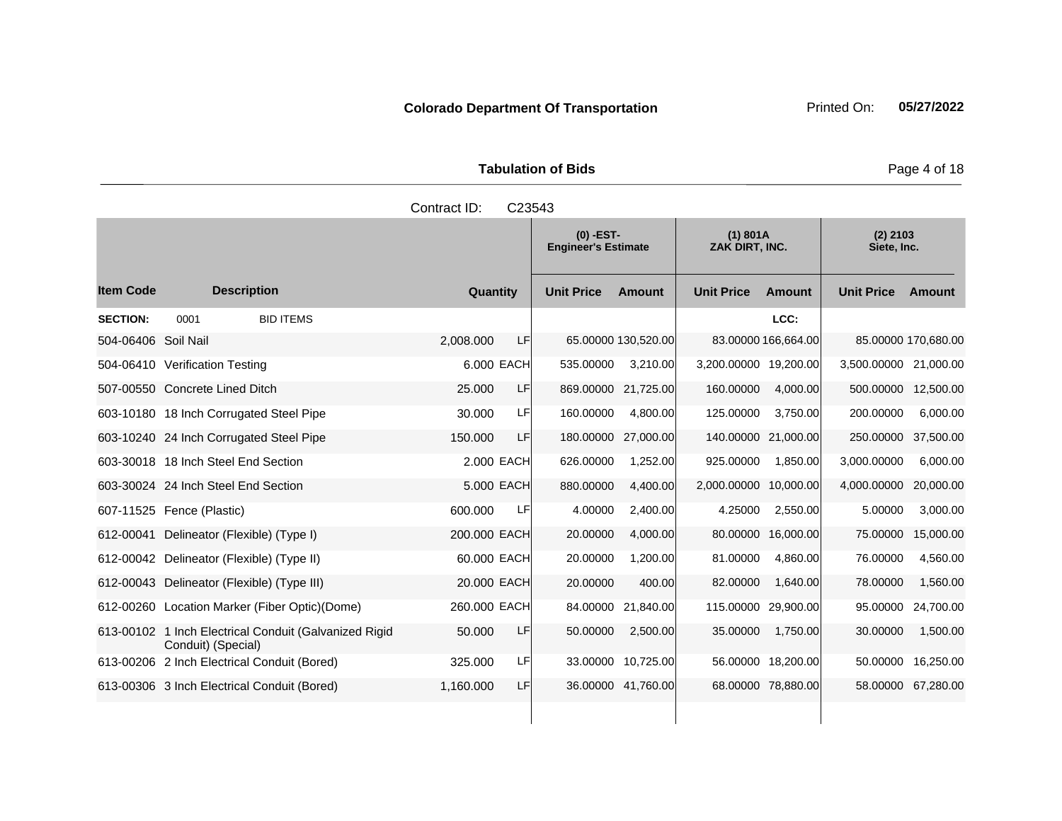**Colorado Department Of Transportation**

Printed On: **05/27/2022**

**Tabulation of Bids**

Contract ID: C23543

| Item Code | Description | Quantity | | (0) -EST- Engineer's Estimate | | (1) 801A ZAK DIRT, INC. | | (2) 2103 Siete, Inc. | |
|---|---|---|---|---|---|---|---|---|---|
| | | | | Unit Price | Amount | Unit Price | Amount | Unit Price | Amount |
| **SECTION:** | 0001 BID ITEMS | | | | | | LCC: | | |
| 504-06406 | Soil Nail | 2,008.000 | LF | 65.00000 | 130,520.00 | 83.00000 | 166,664.00 | 85.00000 | 170,680.00 |
| 504-06410 | Verification Testing | 6.000 | EACH | 535.00000 | 3,210.00 | 3,200.00000 | 19,200.00 | 3,500.00000 | 21,000.00 |
| 507-00550 | Concrete Lined Ditch | 25.000 | LF | 869.00000 | 21,725.00 | 160.00000 | 4,000.00 | 500.00000 | 12,500.00 |
| 603-10180 | 18 Inch Corrugated Steel Pipe | 30.000 | LF | 160.00000 | 4,800.00 | 125.00000 | 3,750.00 | 200.00000 | 6,000.00 |
| 603-10240 | 24 Inch Corrugated Steel Pipe | 150.000 | LF | 180.00000 | 27,000.00 | 140.00000 | 21,000.00 | 250.00000 | 37,500.00 |
| 603-30018 | 18 Inch Steel End Section | 2.000 | EACH | 626.00000 | 1,252.00 | 925.00000 | 1,850.00 | 3,000.00000 | 6,000.00 |
| 603-30024 | 24 Inch Steel End Section | 5.000 | EACH | 880.00000 | 4,400.00 | 2,000.00000 | 10,000.00 | 4,000.00000 | 20,000.00 |
| 607-11525 | Fence (Plastic) | 600.000 | LF | 4.00000 | 2,400.00 | 4.25000 | 2,550.00 | 5.00000 | 3,000.00 |
| 612-00041 | Delineator (Flexible) (Type I) | 200.000 | EACH | 20.00000 | 4,000.00 | 80.00000 | 16,000.00 | 75.00000 | 15,000.00 |
| 612-00042 | Delineator (Flexible) (Type II) | 60.000 | EACH | 20.00000 | 1,200.00 | 81.00000 | 4,860.00 | 76.00000 | 4,560.00 |
| 612-00043 | Delineator (Flexible) (Type III) | 20.000 | EACH | 20.00000 | 400.00 | 82.00000 | 1,640.00 | 78.00000 | 1,560.00 |
| 612-00260 | Location Marker (Fiber Optic)(Dome) | 260.000 | EACH | 84.00000 | 21,840.00 | 115.00000 | 29,900.00 | 95.00000 | 24,700.00 |
| 613-00102 | 1 Inch Electrical Conduit (Galvanized Rigid Conduit) (Special) | 50.000 | LF | 50.00000 | 2,500.00 | 35.00000 | 1,750.00 | 30.00000 | 1,500.00 |
| 613-00206 | 2 Inch Electrical Conduit (Bored) | 325.000 | LF | 33.00000 | 10,725.00 | 56.00000 | 18,200.00 | 50.00000 | 16,250.00 |
| 613-00306 | 3 Inch Electrical Conduit (Bored) | 1,160.000 | LF | 36.00000 | 41,760.00 | 68.00000 | 78,880.00 | 58.00000 | 67,280.00 |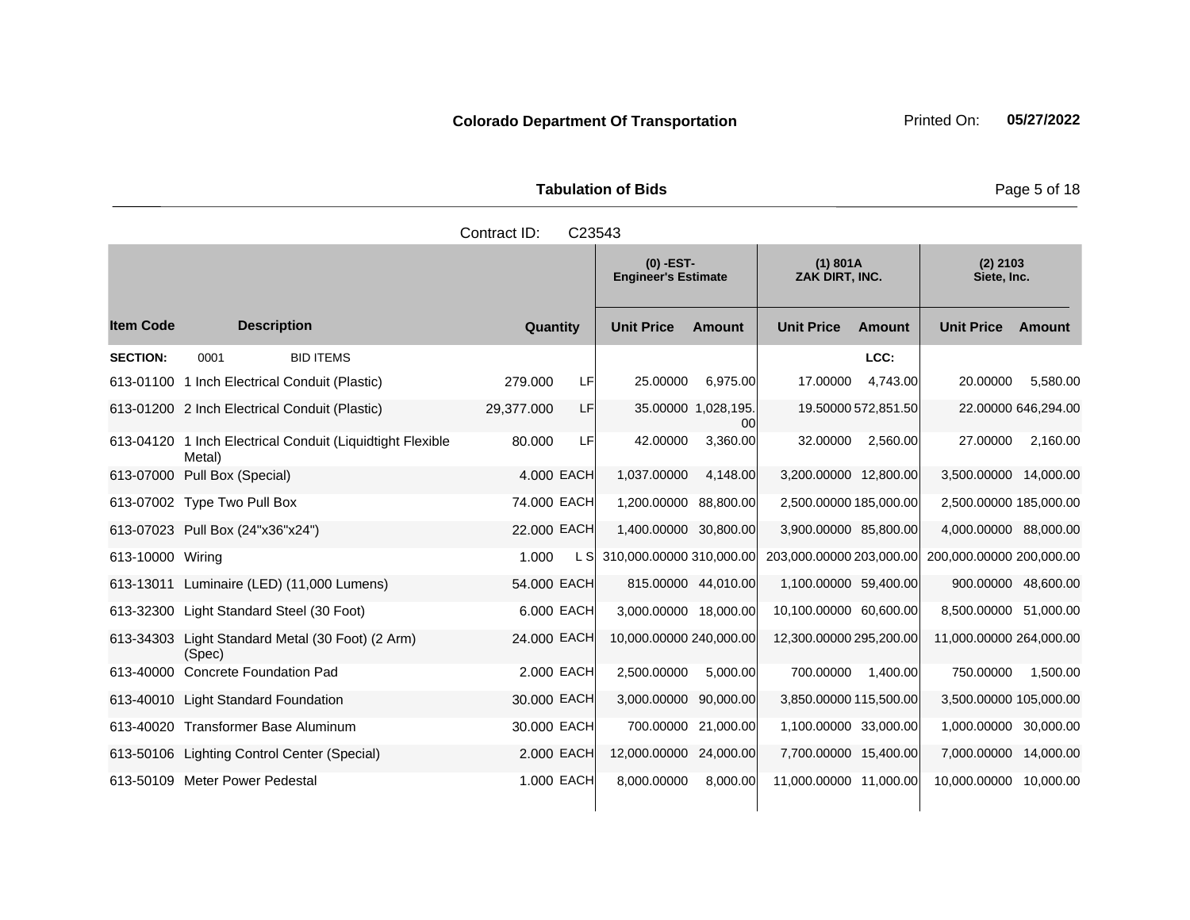**Colorado Department Of Transportation**

**Tabulation of Bids**

Contract ID: C23543

| Item Code | Description | Quantity | | (0) -EST- Engineer's Estimate | | (1) 801A ZAK DIRT, INC. | | (2) 2103 Siete, Inc. | |
|---|---|---|---|---|---|---|---|---|---|
| | | | | Unit Price | Amount | Unit Price | Amount | Unit Price | Amount |
| **SECTION:** | 0001 BID ITEMS | | | | | | LCC: | | |
| 613-01100 | 1 Inch Electrical Conduit (Plastic) | 279.000 | LF | 25.00000 | 6,975.00 | 17.00000 | 4,743.00 | 20.00000 | 5,580.00 |
| 613-01200 | 2 Inch Electrical Conduit (Plastic) | 29,377.000 | LF | 35.00000 | 1,028,195.00 | 19.50000 | 572,851.50 | 22.00000 | 646,294.00 |
| 613-04120 | 1 Inch Electrical Conduit (Liquidtight Flexible Metal) | 80.000 | LF | 42.00000 | 3,360.00 | 32.00000 | 2,560.00 | 27.00000 | 2,160.00 |
| 613-07000 | Pull Box (Special) | 4.000 | EACH | 1,037.00000 | 4,148.00 | 3,200.00000 | 12,800.00 | 3,500.00000 | 14,000.00 |
| 613-07002 | Type Two Pull Box | 74.000 | EACH | 1,200.00000 | 88,800.00 | 2,500.00000 | 185,000.00 | 2,500.00000 | 185,000.00 |
| 613-07023 | Pull Box (24"x36"x24") | 22.000 | EACH | 1,400.00000 | 30,800.00 | 3,900.00000 | 85,800.00 | 4,000.00000 | 88,000.00 |
| 613-10000 | Wiring | 1.000 | L S | 310,000.00000 | 310,000.00 | 203,000.00000 | 203,000.00 | 200,000.00000 | 200,000.00 |
| 613-13011 | Luminaire (LED) (11,000 Lumens) | 54.000 | EACH | 815.00000 | 44,010.00 | 1,100.00000 | 59,400.00 | 900.00000 | 48,600.00 |
| 613-32300 | Light Standard Steel (30 Foot) | 6.000 | EACH | 3,000.00000 | 18,000.00 | 10,100.00000 | 60,600.00 | 8,500.00000 | 51,000.00 |
| 613-34303 | Light Standard Metal (30 Foot) (2 Arm) (Spec) | 24.000 | EACH | 10,000.00000 | 240,000.00 | 12,300.00000 | 295,200.00 | 11,000.00000 | 264,000.00 |
| 613-40000 | Concrete Foundation Pad | 2.000 | EACH | 2,500.00000 | 5,000.00 | 700.00000 | 1,400.00 | 750.00000 | 1,500.00 |
| 613-40010 | Light Standard Foundation | 30.000 | EACH | 3,000.00000 | 90,000.00 | 3,850.00000 | 115,500.00 | 3,500.00000 | 105,000.00 |
| 613-40020 | Transformer Base Aluminum | 30.000 | EACH | 700.00000 | 21,000.00 | 1,100.00000 | 33,000.00 | 1,000.00000 | 30,000.00 |
| 613-50106 | Lighting Control Center (Special) | 2.000 | EACH | 12,000.00000 | 24,000.00 | 7,700.00000 | 15,400.00 | 7,000.00000 | 14,000.00 |
| 613-50109 | Meter Power Pedestal | 1.000 | EACH | 8,000.00000 | 8,000.00 | 11,000.00000 | 11,000.00 | 10,000.00000 | 10,000.00 |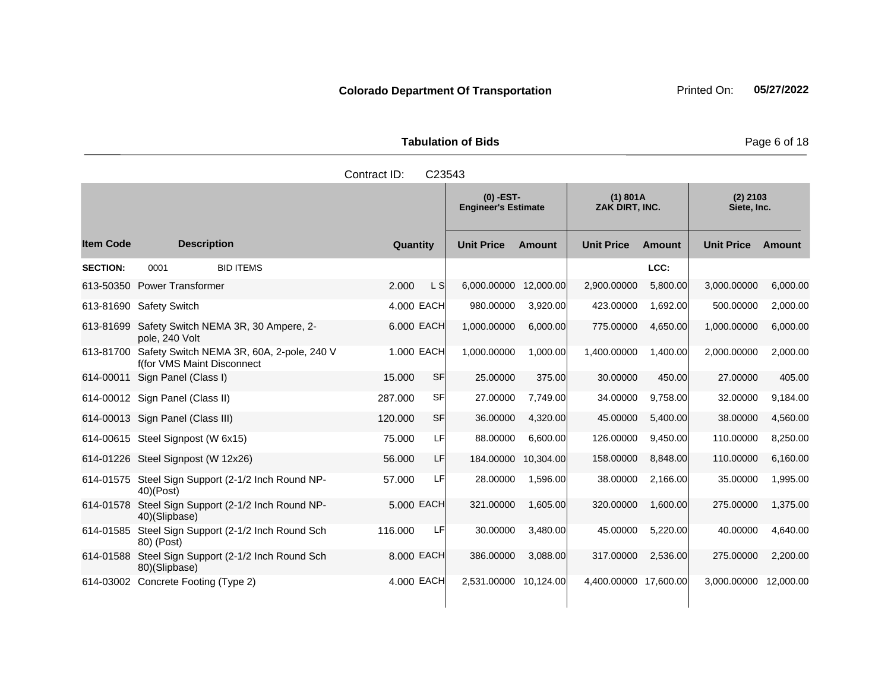**Colorado Department Of Transportation** Printed On: **05/27/2022**

**Tabulation of Bids**

Contract ID: C23543

| Item Code | Description | Quantity | | (0) -EST- Engineer's Estimate | | (1) 801A ZAK DIRT, INC. | | (2) 2103 Siete, Inc. | |
|---|---|---|---|---|---|---|---|---|---|
| | | | | Unit Price | Amount | Unit Price | Amount | Unit Price | Amount |
| **SECTION:** | 0001 BID ITEMS | | | | | | LCC: | | |
| 613-50350 | Power Transformer | 2.000 | L S | 6,000.00000 | 12,000.00 | 2,900.00000 | 5,800.00 | 3,000.00000 | 6,000.00 |
| 613-81690 | Safety Switch | 4.000 | EACH | 980.00000 | 3,920.00 | 423.00000 | 1,692.00 | 500.00000 | 2,000.00 |
| 613-81699 | Safety Switch NEMA 3R, 30 Ampere, 2-pole, 240 Volt | 6.000 | EACH | 1,000.00000 | 6,000.00 | 775.00000 | 4,650.00 | 1,000.00000 | 6,000.00 |
| 613-81700 | Safety Switch NEMA 3R, 60A, 2-pole, 240 V f(for VMS Maint Disconnect | 1.000 | EACH | 1,000.00000 | 1,000.00 | 1,400.00000 | 1,400.00 | 2,000.00000 | 2,000.00 |
| 614-00011 | Sign Panel (Class I) | 15.000 | SF | 25.00000 | 375.00 | 30.00000 | 450.00 | 27.00000 | 405.00 |
| 614-00012 | Sign Panel (Class II) | 287.000 | SF | 27.00000 | 7,749.00 | 34.00000 | 9,758.00 | 32.00000 | 9,184.00 |
| 614-00013 | Sign Panel (Class III) | 120.000 | SF | 36.00000 | 4,320.00 | 45.00000 | 5,400.00 | 38.00000 | 4,560.00 |
| 614-00615 | Steel Signpost (W 6x15) | 75.000 | LF | 88.00000 | 6,600.00 | 126.00000 | 9,450.00 | 110.00000 | 8,250.00 |
| 614-01226 | Steel Signpost (W 12x26) | 56.000 | LF | 184.00000 | 10,304.00 | 158.00000 | 8,848.00 | 110.00000 | 6,160.00 |
| 614-01575 | Steel Sign Support (2-1/2 Inch Round NP-40)(Post) | 57.000 | LF | 28.00000 | 1,596.00 | 38.00000 | 2,166.00 | 35.00000 | 1,995.00 |
| 614-01578 | Steel Sign Support (2-1/2 Inch Round NP-40)(Slipbase) | 5.000 | EACH | 321.00000 | 1,605.00 | 320.00000 | 1,600.00 | 275.00000 | 1,375.00 |
| 614-01585 | Steel Sign Support (2-1/2 Inch Round Sch 80) (Post) | 116.000 | LF | 30.00000 | 3,480.00 | 45.00000 | 5,220.00 | 40.00000 | 4,640.00 |
| 614-01588 | Steel Sign Support (2-1/2 Inch Round Sch 80)(Slipbase) | 8.000 | EACH | 386.00000 | 3,088.00 | 317.00000 | 2,536.00 | 275.00000 | 2,200.00 |
| 614-03002 | Concrete Footing (Type 2) | 4.000 | EACH | 2,531.00000 | 10,124.00 | 4,400.00000 | 17,600.00 | 3,000.00000 | 12,000.00 |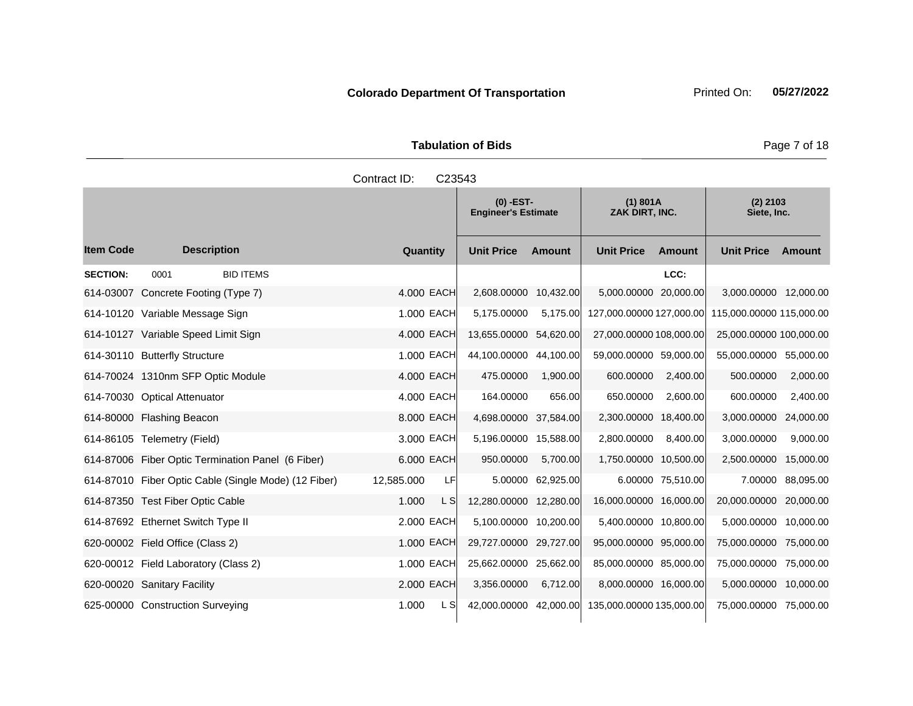**Colorado Department Of Transportation**

Printed On: **05/27/2022**

**Tabulation of Bids**

Contract ID: C23543

| Item Code | Description | Quantity | | (0) -EST- Engineer's Estimate | | (1) 801A ZAK DIRT, INC. | | (2) 2103 Siete, Inc. | |
|---|---|---|---|---|---|---|---|---|---|
| | | | | Unit Price | Amount | Unit Price | Amount | Unit Price | Amount |
| **SECTION:** | 0001 BID ITEMS | | | | | | LCC: | | |
| 614-03007 | Concrete Footing (Type 7) | 4.000 | EACH | 2,608.00000 | 10,432.00 | 5,000.00000 | 20,000.00 | 3,000.00000 | 12,000.00 |
| 614-10120 | Variable Message Sign | 1.000 | EACH | 5,175.00000 | 5,175.00 | 127,000.00000 | 127,000.00 | 115,000.00000 | 115,000.00 |
| 614-10127 | Variable Speed Limit Sign | 4.000 | EACH | 13,655.00000 | 54,620.00 | 27,000.00000 | 108,000.00 | 25,000.00000 | 100,000.00 |
| 614-30110 | Butterfly Structure | 1.000 | EACH | 44,100.00000 | 44,100.00 | 59,000.00000 | 59,000.00 | 55,000.00000 | 55,000.00 |
| 614-70024 | 1310nm SFP Optic Module | 4.000 | EACH | 475.00000 | 1,900.00 | 600.00000 | 2,400.00 | 500.00000 | 2,000.00 |
| 614-70030 | Optical Attenuator | 4.000 | EACH | 164.00000 | 656.00 | 650.00000 | 2,600.00 | 600.00000 | 2,400.00 |
| 614-80000 | Flashing Beacon | 8.000 | EACH | 4,698.00000 | 37,584.00 | 2,300.00000 | 18,400.00 | 3,000.00000 | 24,000.00 |
| 614-86105 | Telemetry (Field) | 3.000 | EACH | 5,196.00000 | 15,588.00 | 2,800.00000 | 8,400.00 | 3,000.00000 | 9,000.00 |
| 614-87006 | Fiber Optic Termination Panel (6 Fiber) | 6.000 | EACH | 950.00000 | 5,700.00 | 1,750.00000 | 10,500.00 | 2,500.00000 | 15,000.00 |
| 614-87010 | Fiber Optic Cable (Single Mode) (12 Fiber) | 12,585.000 | LF | 5.00000 | 62,925.00 | 6.00000 | 75,510.00 | 7.00000 | 88,095.00 |
| 614-87350 | Test Fiber Optic Cable | 1.000 | L S | 12,280.00000 | 12,280.00 | 16,000.00000 | 16,000.00 | 20,000.00000 | 20,000.00 |
| 614-87692 | Ethernet Switch Type II | 2.000 | EACH | 5,100.00000 | 10,200.00 | 5,400.00000 | 10,800.00 | 5,000.00000 | 10,000.00 |
| 620-00002 | Field Office (Class 2) | 1.000 | EACH | 29,727.00000 | 29,727.00 | 95,000.00000 | 95,000.00 | 75,000.00000 | 75,000.00 |
| 620-00012 | Field Laboratory (Class 2) | 1.000 | EACH | 25,662.00000 | 25,662.00 | 85,000.00000 | 85,000.00 | 75,000.00000 | 75,000.00 |
| 620-00020 | Sanitary Facility | 2.000 | EACH | 3,356.00000 | 6,712.00 | 8,000.00000 | 16,000.00 | 5,000.00000 | 10,000.00 |
| 625-00000 | Construction Surveying | 1.000 | L S | 42,000.00000 | 42,000.00 | 135,000.00000 | 135,000.00 | 75,000.00000 | 75,000.00 |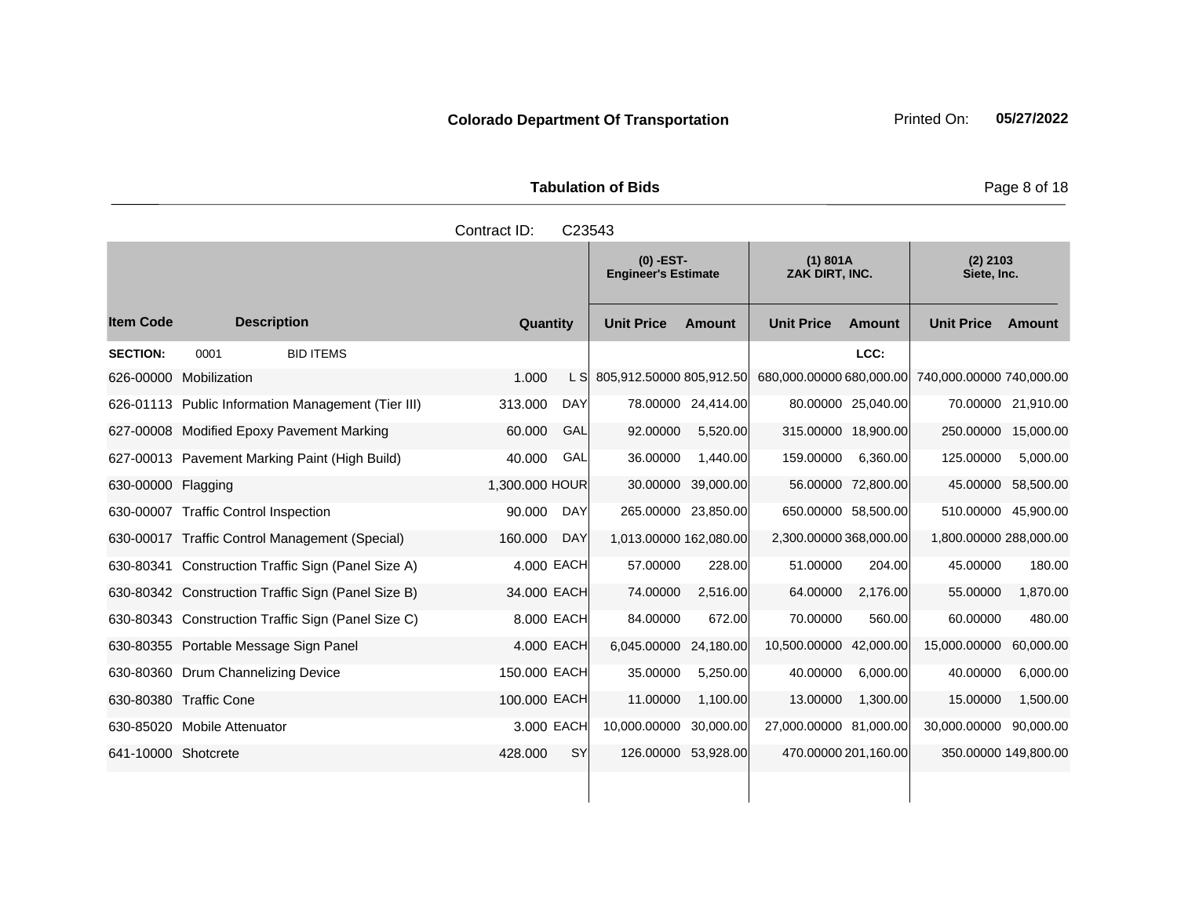**Colorado Department Of Transportation** Printed On: **05/27/2022**

**Tabulation of Bids**

Contract ID: C23543

| | | | | (0) -EST- Engineer's Estimate | | (1) 801A ZAK DIRT, INC. | | (2) 2103 Siete, Inc. | |
|---|---|---|---|---|---|---|---|---|---|
| **Item Code** | **Description** | **Quantity** | | **Unit Price** | **Amount** | **Unit Price** | **Amount** | **Unit Price** | **Amount** |
| **SECTION:** | 0001 BID ITEMS | | | | | | **LCC:** | | |
| 626-00000 | Mobilization | 1.000 | L S | 805,912.50000 | 805,912.50 | 680,000.00000 | 680,000.00 | 740,000.00000 | 740,000.00 |
| 626-01113 | Public Information Management (Tier III) | 313.000 | DAY | 78.00000 | 24,414.00 | 80.00000 | 25,040.00 | 70.00000 | 21,910.00 |
| 627-00008 | Modified Epoxy Pavement Marking | 60.000 | GAL | 92.00000 | 5,520.00 | 315.00000 | 18,900.00 | 250.00000 | 15,000.00 |
| 627-00013 | Pavement Marking Paint (High Build) | 40.000 | GAL | 36.00000 | 1,440.00 | 159.00000 | 6,360.00 | 125.00000 | 5,000.00 |
| 630-00000 | Flagging | 1,300.000 | HOUR | 30.00000 | 39,000.00 | 56.00000 | 72,800.00 | 45.00000 | 58,500.00 |
| 630-00007 | Traffic Control Inspection | 90.000 | DAY | 265.00000 | 23,850.00 | 650.00000 | 58,500.00 | 510.00000 | 45,900.00 |
| 630-00017 | Traffic Control Management (Special) | 160.000 | DAY | 1,013.00000 | 162,080.00 | 2,300.00000 | 368,000.00 | 1,800.00000 | 288,000.00 |
| 630-80341 | Construction Traffic Sign (Panel Size A) | 4.000 | EACH | 57.00000 | 228.00 | 51.00000 | 204.00 | 45.00000 | 180.00 |
| 630-80342 | Construction Traffic Sign (Panel Size B) | 34.000 | EACH | 74.00000 | 2,516.00 | 64.00000 | 2,176.00 | 55.00000 | 1,870.00 |
| 630-80343 | Construction Traffic Sign (Panel Size C) | 8.000 | EACH | 84.00000 | 672.00 | 70.00000 | 560.00 | 60.00000 | 480.00 |
| 630-80355 | Portable Message Sign Panel | 4.000 | EACH | 6,045.00000 | 24,180.00 | 10,500.00000 | 42,000.00 | 15,000.00000 | 60,000.00 |
| 630-80360 | Drum Channelizing Device | 150.000 | EACH | 35.00000 | 5,250.00 | 40.00000 | 6,000.00 | 40.00000 | 6,000.00 |
| 630-80380 | Traffic Cone | 100.000 | EACH | 11.00000 | 1,100.00 | 13.00000 | 1,300.00 | 15.00000 | 1,500.00 |
| 630-85020 | Mobile Attenuator | 3.000 | EACH | 10,000.00000 | 30,000.00 | 27,000.00000 | 81,000.00 | 30,000.00000 | 90,000.00 |
| 641-10000 | Shotcrete | 428.000 | SY | 126.00000 | 53,928.00 | 470.00000 | 201,160.00 | 350.00000 | 149,800.00 |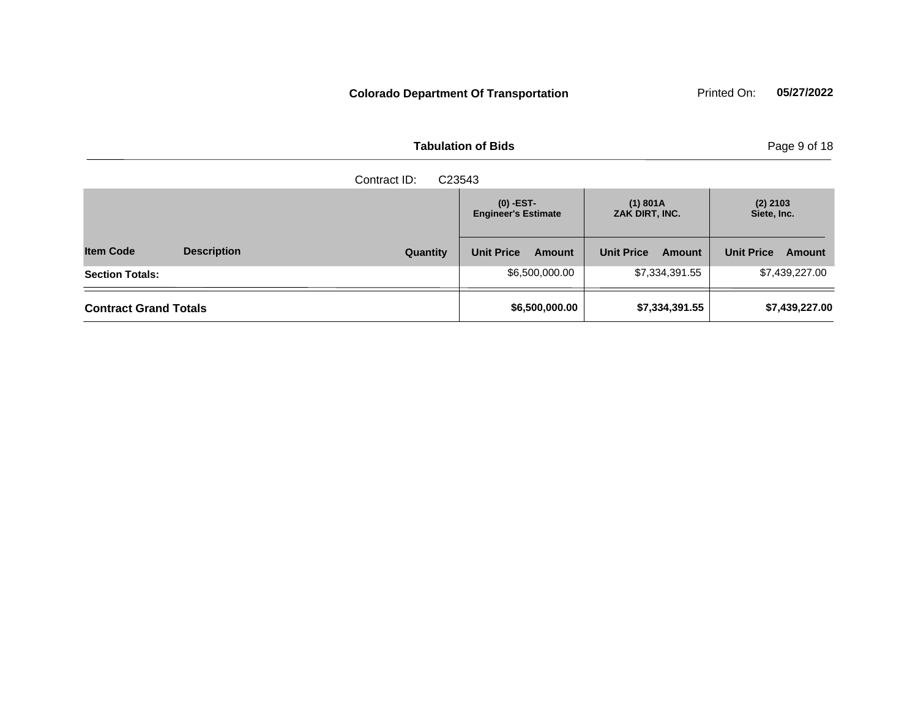**Colorado Department Of Transportation** Printed On: **05/27/2022**

**Tabulation of Bids**

Contract ID: C23543

| Item Code | Description | Quantity | (0) -EST- Engineer's Estimate Unit Price | Amount | (1) 801A ZAK DIRT, INC. Unit Price | Amount | (2) 2103 Siete, Inc. Unit Price | Amount |
|---|---|---|---|---|---|---|---|---|
| **Section Totals:** | | | | $6,500,000.00 | | $7,334,391.55 | | $7,439,227.00 |
| **Contract Grand Totals** | | | | **$6,500,000.00** | | **$7,334,391.55** | | **$7,439,227.00** |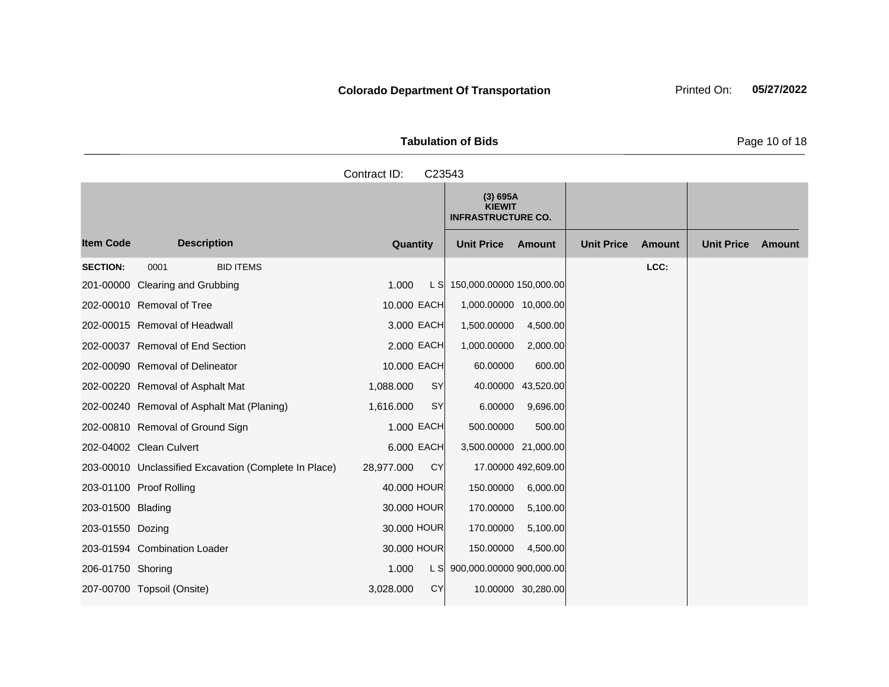**Colorado Department Of Transportation**

Printed On: **05/27/2022**

**Tabulation of Bids**

Contract ID: C23543

| Item Code | Description | Quantity | | (3) 695A KIEWIT INFRASTRUCTURE CO. Unit Price | Amount | Unit Price | Amount | Unit Price | Amount |
|---|---|---|---|---|---|---|---|---|---|
| **SECTION:** | 0001 BID ITEMS | | | | | | LCC: | | |
| 201-00000 | Clearing and Grubbing | 1.000 | L S | 150,000.00000 | 150,000.00 | | | | |
| 202-00010 | Removal of Tree | 10.000 | EACH | 1,000.00000 | 10,000.00 | | | | |
| 202-00015 | Removal of Headwall | 3.000 | EACH | 1,500.00000 | 4,500.00 | | | | |
| 202-00037 | Removal of End Section | 2.000 | EACH | 1,000.00000 | 2,000.00 | | | | |
| 202-00090 | Removal of Delineator | 10.000 | EACH | 60.00000 | 600.00 | | | | |
| 202-00220 | Removal of Asphalt Mat | 1,088.000 | SY | 40.00000 | 43,520.00 | | | | |
| 202-00240 | Removal of Asphalt Mat (Planing) | 1,616.000 | SY | 6.00000 | 9,696.00 | | | | |
| 202-00810 | Removal of Ground Sign | 1.000 | EACH | 500.00000 | 500.00 | | | | |
| 202-04002 | Clean Culvert | 6.000 | EACH | 3,500.00000 | 21,000.00 | | | | |
| 203-00010 | Unclassified Excavation (Complete In Place) | 28,977.000 | CY | 17.00000 | 492,609.00 | | | | |
| 203-01100 | Proof Rolling | 40.000 | HOUR | 150.00000 | 6,000.00 | | | | |
| 203-01500 | Blading | 30.000 | HOUR | 170.00000 | 5,100.00 | | | | |
| 203-01550 | Dozing | 30.000 | HOUR | 170.00000 | 5,100.00 | | | | |
| 203-01594 | Combination Loader | 30.000 | HOUR | 150.00000 | 4,500.00 | | | | |
| 206-01750 | Shoring | 1.000 | L S | 900,000.00000 | 900,000.00 | | | | |
| 207-00700 | Topsoil (Onsite) | 3,028.000 | CY | 10.00000 | 30,280.00 | | | | |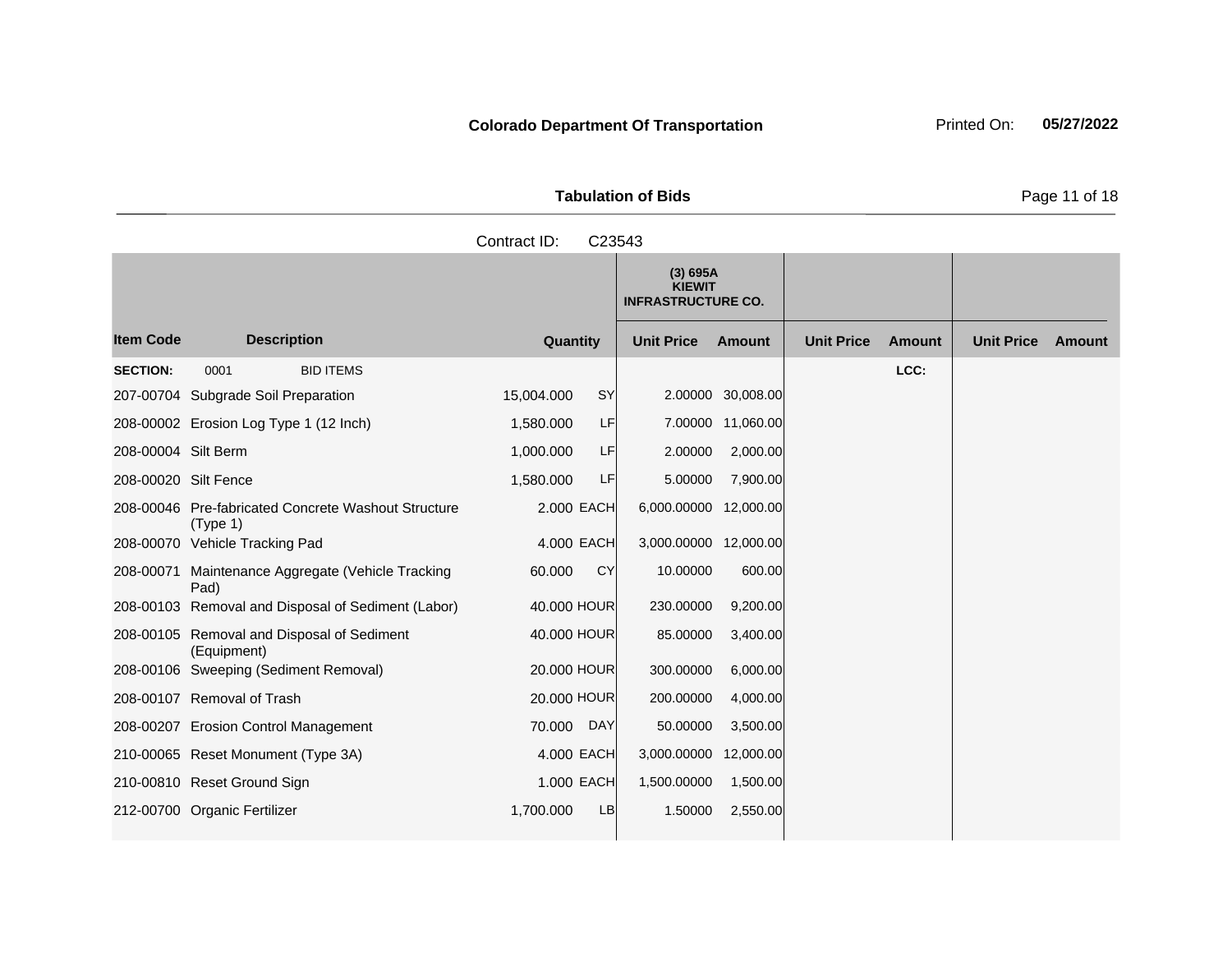**Colorado Department Of Transportation**

**Tabulation of Bids**

Contract ID: C23543

| Item Code | Description | Quantity | | (3) 695A KIEWIT INFRASTRUCTURE CO. Unit Price | Amount | Unit Price | Amount | Unit Price | Amount |
|---|---|---|---|---|---|---|---|---|---|
| **SECTION:** | 0001 BID ITEMS | | | | | | **LCC:** | | |
| 207-00704 | Subgrade Soil Preparation | 15,004.000 | SY | 2.00000 | 30,008.00 | | | | |
| 208-00002 | Erosion Log Type 1 (12 Inch) | 1,580.000 | LF | 7.00000 | 11,060.00 | | | | |
| 208-00004 | Silt Berm | 1,000.000 | LF | 2.00000 | 2,000.00 | | | | |
| 208-00020 | Silt Fence | 1,580.000 | LF | 5.00000 | 7,900.00 | | | | |
| 208-00046 | Pre-fabricated Concrete Washout Structure (Type 1) | 2.000 | EACH | 6,000.00000 | 12,000.00 | | | | |
| 208-00070 | Vehicle Tracking Pad | 4.000 | EACH | 3,000.00000 | 12,000.00 | | | | |
| 208-00071 | Maintenance Aggregate (Vehicle Tracking Pad) | 60.000 | CY | 10.00000 | 600.00 | | | | |
| 208-00103 | Removal and Disposal of Sediment (Labor) | 40.000 | HOUR | 230.00000 | 9,200.00 | | | | |
| 208-00105 | Removal and Disposal of Sediment (Equipment) | 40.000 | HOUR | 85.00000 | 3,400.00 | | | | |
| 208-00106 | Sweeping (Sediment Removal) | 20.000 | HOUR | 300.00000 | 6,000.00 | | | | |
| 208-00107 | Removal of Trash | 20.000 | HOUR | 200.00000 | 4,000.00 | | | | |
| 208-00207 | Erosion Control Management | 70.000 | DAY | 50.00000 | 3,500.00 | | | | |
| 210-00065 | Reset Monument (Type 3A) | 4.000 | EACH | 3,000.00000 | 12,000.00 | | | | |
| 210-00810 | Reset Ground Sign | 1.000 | EACH | 1,500.00000 | 1,500.00 | | | | |
| 212-00700 | Organic Fertilizer | 1,700.000 | LB | 1.50000 | 2,550.00 | | | | |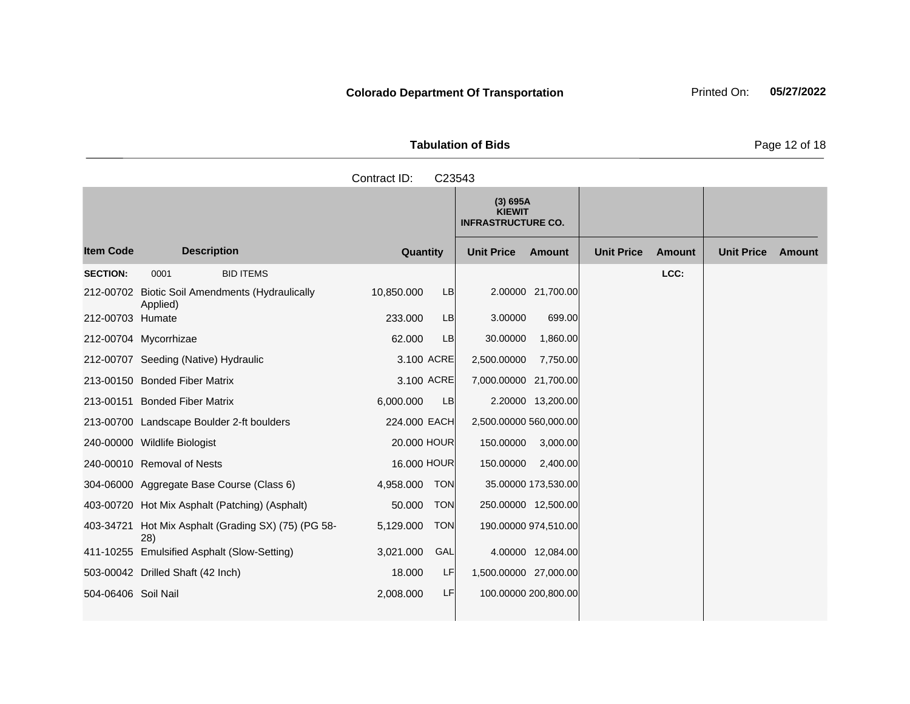**Colorado Department Of Transportation**

Printed On: **05/27/2022**

**Tabulation of Bids**

Contract ID: C23543

| Item Code | Description | Quantity | | (3) 695A KIEWIT INFRASTRUCTURE CO. Unit Price | Amount | Unit Price | Amount | Unit Price | Amount |
|---|---|---|---|---|---|---|---|---|---|
| **SECTION:** | 0001 BID ITEMS | | | | | | LCC: | | |
| 212-00702 | Biotic Soil Amendments (Hydraulically Applied) | 10,850.000 | LB | 2.00000 | 21,700.00 | | | | |
| 212-00703 | Humate | 233.000 | LB | 3.00000 | 699.00 | | | | |
| 212-00704 | Mycorrhizae | 62.000 | LB | 30.00000 | 1,860.00 | | | | |
| 212-00707 | Seeding (Native) Hydraulic | 3.100 | ACRE | 2,500.00000 | 7,750.00 | | | | |
| 213-00150 | Bonded Fiber Matrix | 3.100 | ACRE | 7,000.00000 | 21,700.00 | | | | |
| 213-00151 | Bonded Fiber Matrix | 6,000.000 | LB | 2.20000 | 13,200.00 | | | | |
| 213-00700 | Landscape Boulder 2-ft boulders | 224.000 | EACH | 2,500.00000 | 560,000.00 | | | | |
| 240-00000 | Wildlife Biologist | 20.000 | HOUR | 150.00000 | 3,000.00 | | | | |
| 240-00010 | Removal of Nests | 16.000 | HOUR | 150.00000 | 2,400.00 | | | | |
| 304-06000 | Aggregate Base Course (Class 6) | 4,958.000 | TON | 35.00000 | 173,530.00 | | | | |
| 403-00720 | Hot Mix Asphalt (Patching) (Asphalt) | 50.000 | TON | 250.00000 | 12,500.00 | | | | |
| 403-34721 | Hot Mix Asphalt (Grading SX) (75) (PG 58-28) | 5,129.000 | TON | 190.00000 | 974,510.00 | | | | |
| 411-10255 | Emulsified Asphalt (Slow-Setting) | 3,021.000 | GAL | 4.00000 | 12,084.00 | | | | |
| 503-00042 | Drilled Shaft (42 Inch) | 18.000 | LF | 1,500.00000 | 27,000.00 | | | | |
| 504-06406 | Soil Nail | 2,008.000 | LF | 100.00000 | 200,800.00 | | | | |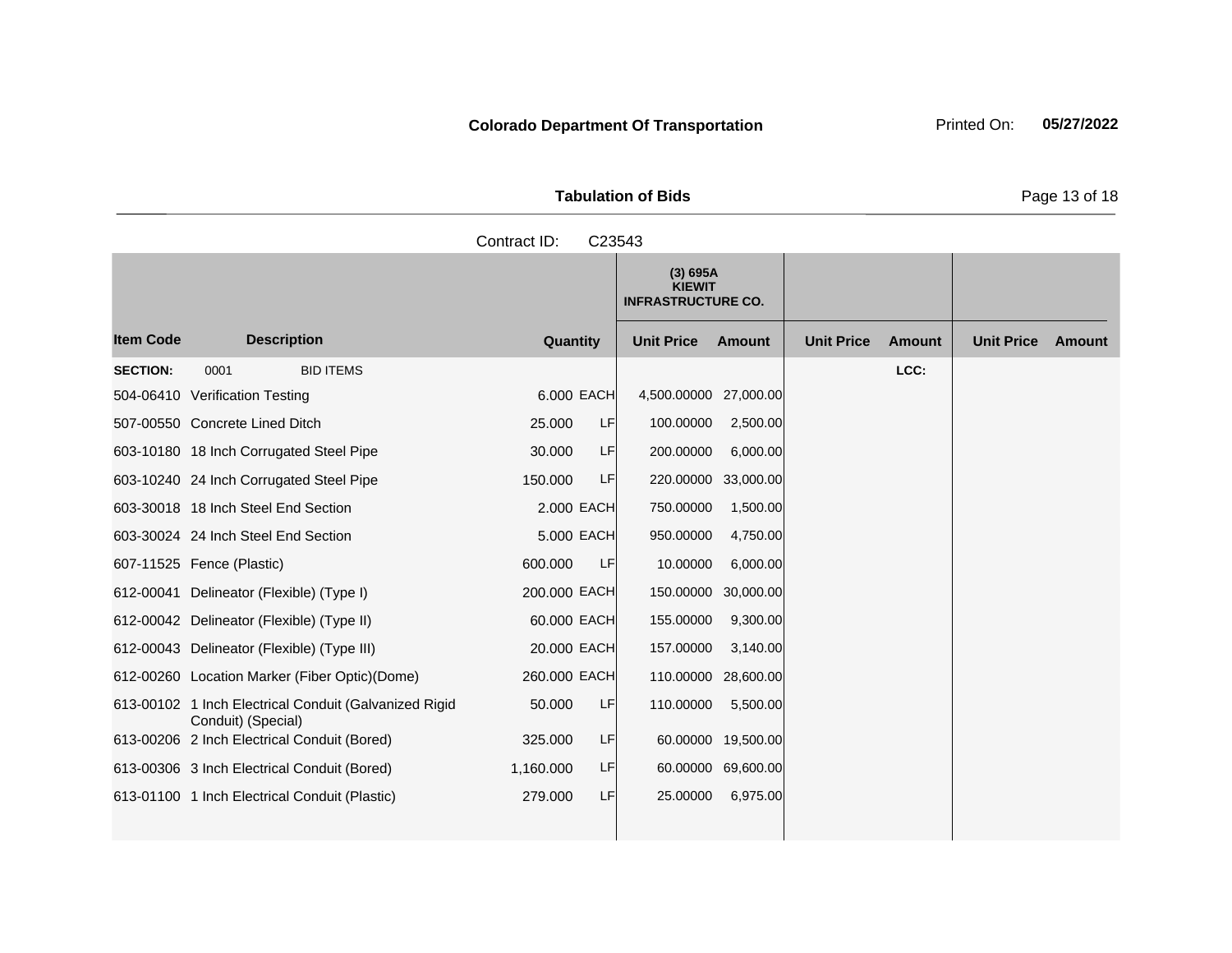**Colorado Department Of Transportation** Printed On: **05/27/2022**

**Tabulation of Bids**

Contract ID: C23543

| Item Code | Description | Quantity | | (3) 695A KIEWIT INFRASTRUCTURE CO. | | | | | |
|---|---|---|---|---|---|---|---|---|---|
| | | | | Unit Price | Amount | Unit Price | Amount | Unit Price | Amount |
| **SECTION:** | 0001 BID ITEMS | | | | | | LCC: | | |
| 504-06410 | Verification Testing | 6.000 | EACH | 4,500.00000 | 27,000.00 | | | | |
| 507-00550 | Concrete Lined Ditch | 25.000 | LF | 100.00000 | 2,500.00 | | | | |
| 603-10180 | 18 Inch Corrugated Steel Pipe | 30.000 | LF | 200.00000 | 6,000.00 | | | | |
| 603-10240 | 24 Inch Corrugated Steel Pipe | 150.000 | LF | 220.00000 | 33,000.00 | | | | |
| 603-30018 | 18 Inch Steel End Section | 2.000 | EACH | 750.00000 | 1,500.00 | | | | |
| 603-30024 | 24 Inch Steel End Section | 5.000 | EACH | 950.00000 | 4,750.00 | | | | |
| 607-11525 | Fence (Plastic) | 600.000 | LF | 10.00000 | 6,000.00 | | | | |
| 612-00041 | Delineator (Flexible) (Type I) | 200.000 | EACH | 150.00000 | 30,000.00 | | | | |
| 612-00042 | Delineator (Flexible) (Type II) | 60.000 | EACH | 155.00000 | 9,300.00 | | | | |
| 612-00043 | Delineator (Flexible) (Type III) | 20.000 | EACH | 157.00000 | 3,140.00 | | | | |
| 612-00260 | Location Marker (Fiber Optic)(Dome) | 260.000 | EACH | 110.00000 | 28,600.00 | | | | |
| 613-00102 | 1 Inch Electrical Conduit (Galvanized Rigid Conduit) (Special) | 50.000 | LF | 110.00000 | 5,500.00 | | | | |
| 613-00206 | 2 Inch Electrical Conduit (Bored) | 325.000 | LF | 60.00000 | 19,500.00 | | | | |
| 613-00306 | 3 Inch Electrical Conduit (Bored) | 1,160.000 | LF | 60.00000 | 69,600.00 | | | | |
| 613-01100 | 1 Inch Electrical Conduit (Plastic) | 279.000 | LF | 25.00000 | 6,975.00 | | | | |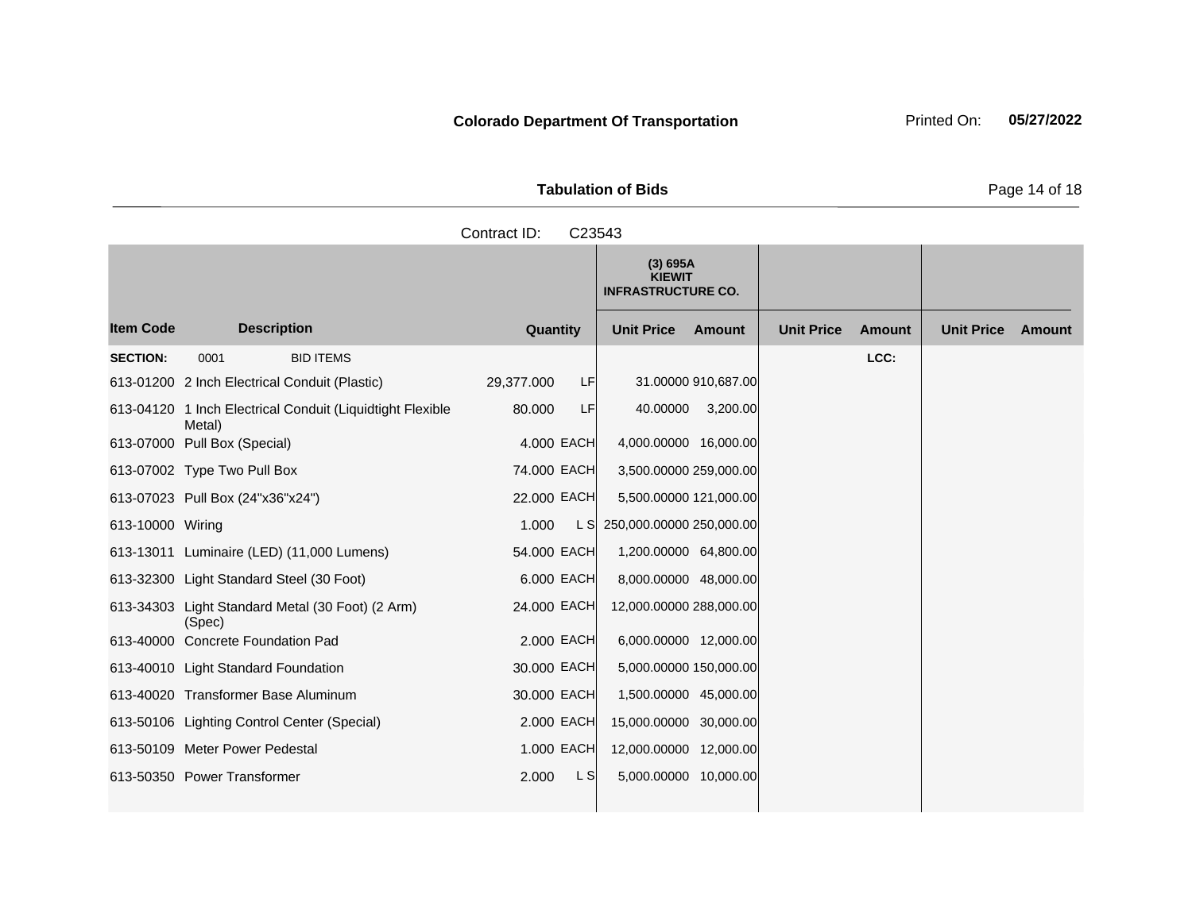**Colorado Department Of Transportation**

**Tabulation of Bids**

Contract ID: C23543

| | | | | (3) 695A KIEWIT INFRASTRUCTURE CO. | | | | | |
|---|---|---|---|---|---|---|---|---|---|
| **Item Code** | **Description** | **Quantity** | | **Unit Price** | **Amount** | **Unit Price** | **Amount** | **Unit Price** | **Amount** |
| **SECTION:** | 0001 BID ITEMS | | | | | | LCC: | | |
| 613-01200 | 2 Inch Electrical Conduit (Plastic) | 29,377.000 | LF | 31.00000 | 910,687.00 | | | | |
| 613-04120 | 1 Inch Electrical Conduit (Liquidtight Flexible Metal) | 80.000 | LF | 40.00000 | 3,200.00 | | | | |
| 613-07000 | Pull Box (Special) | 4.000 | EACH | 4,000.00000 | 16,000.00 | | | | |
| 613-07002 | Type Two Pull Box | 74.000 | EACH | 3,500.00000 | 259,000.00 | | | | |
| 613-07023 | Pull Box (24"x36"x24") | 22.000 | EACH | 5,500.00000 | 121,000.00 | | | | |
| 613-10000 | Wiring | 1.000 | L S | 250,000.00000 | 250,000.00 | | | | |
| 613-13011 | Luminaire (LED) (11,000 Lumens) | 54.000 | EACH | 1,200.00000 | 64,800.00 | | | | |
| 613-32300 | Light Standard Steel (30 Foot) | 6.000 | EACH | 8,000.00000 | 48,000.00 | | | | |
| 613-34303 | Light Standard Metal (30 Foot) (2 Arm) (Spec) | 24.000 | EACH | 12,000.00000 | 288,000.00 | | | | |
| 613-40000 | Concrete Foundation Pad | 2.000 | EACH | 6,000.00000 | 12,000.00 | | | | |
| 613-40010 | Light Standard Foundation | 30.000 | EACH | 5,000.00000 | 150,000.00 | | | | |
| 613-40020 | Transformer Base Aluminum | 30.000 | EACH | 1,500.00000 | 45,000.00 | | | | |
| 613-50106 | Lighting Control Center (Special) | 2.000 | EACH | 15,000.00000 | 30,000.00 | | | | |
| 613-50109 | Meter Power Pedestal | 1.000 | EACH | 12,000.00000 | 12,000.00 | | | | |
| 613-50350 | Power Transformer | 2.000 | L S | 5,000.00000 | 10,000.00 | | | | |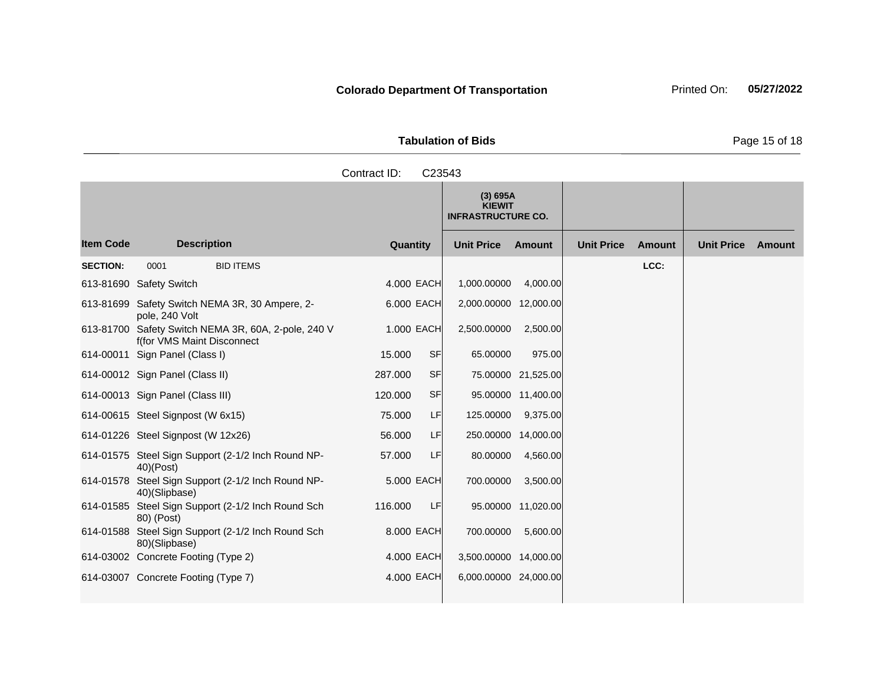**Colorado Department Of Transportation** Printed On: **05/27/2022**

**Tabulation of Bids**

Contract ID: C23543

| | | | | (3) 695A KIEWIT INFRASTRUCTURE CO. | | | | | |
|---|---|---|---|---|---|---|---|---|---|
| **Item Code** | **Description** | **Quantity** | | **Unit Price** | **Amount** | **Unit Price** | **Amount** | **Unit Price** | **Amount** |
| **SECTION:** | 0001 BID ITEMS | | | | | | LCC: | | |
| 613-81690 | Safety Switch | 4.000 | EACH | 1,000.00000 | 4,000.00 | | | | |
| 613-81699 | Safety Switch NEMA 3R, 30 Ampere, 2-pole, 240 Volt | 6.000 | EACH | 2,000.00000 | 12,000.00 | | | | |
| 613-81700 | Safety Switch NEMA 3R, 60A, 2-pole, 240 V f(for VMS Maint Disconnect | 1.000 | EACH | 2,500.00000 | 2,500.00 | | | | |
| 614-00011 | Sign Panel (Class I) | 15.000 | SF | 65.00000 | 975.00 | | | | |
| 614-00012 | Sign Panel (Class II) | 287.000 | SF | 75.00000 | 21,525.00 | | | | |
| 614-00013 | Sign Panel (Class III) | 120.000 | SF | 95.00000 | 11,400.00 | | | | |
| 614-00615 | Steel Signpost (W 6x15) | 75.000 | LF | 125.00000 | 9,375.00 | | | | |
| 614-01226 | Steel Signpost (W 12x26) | 56.000 | LF | 250.00000 | 14,000.00 | | | | |
| 614-01575 | Steel Sign Support (2-1/2 Inch Round NP-40)(Post) | 57.000 | LF | 80.00000 | 4,560.00 | | | | |
| 614-01578 | Steel Sign Support (2-1/2 Inch Round NP-40)(Slipbase) | 5.000 | EACH | 700.00000 | 3,500.00 | | | | |
| 614-01585 | Steel Sign Support (2-1/2 Inch Round Sch 80) (Post) | 116.000 | LF | 95.00000 | 11,020.00 | | | | |
| 614-01588 | Steel Sign Support (2-1/2 Inch Round Sch 80)(Slipbase) | 8.000 | EACH | 700.00000 | 5,600.00 | | | | |
| 614-03002 | Concrete Footing (Type 2) | 4.000 | EACH | 3,500.00000 | 14,000.00 | | | | |
| 614-03007 | Concrete Footing (Type 7) | 4.000 | EACH | 6,000.00000 | 24,000.00 | | | | |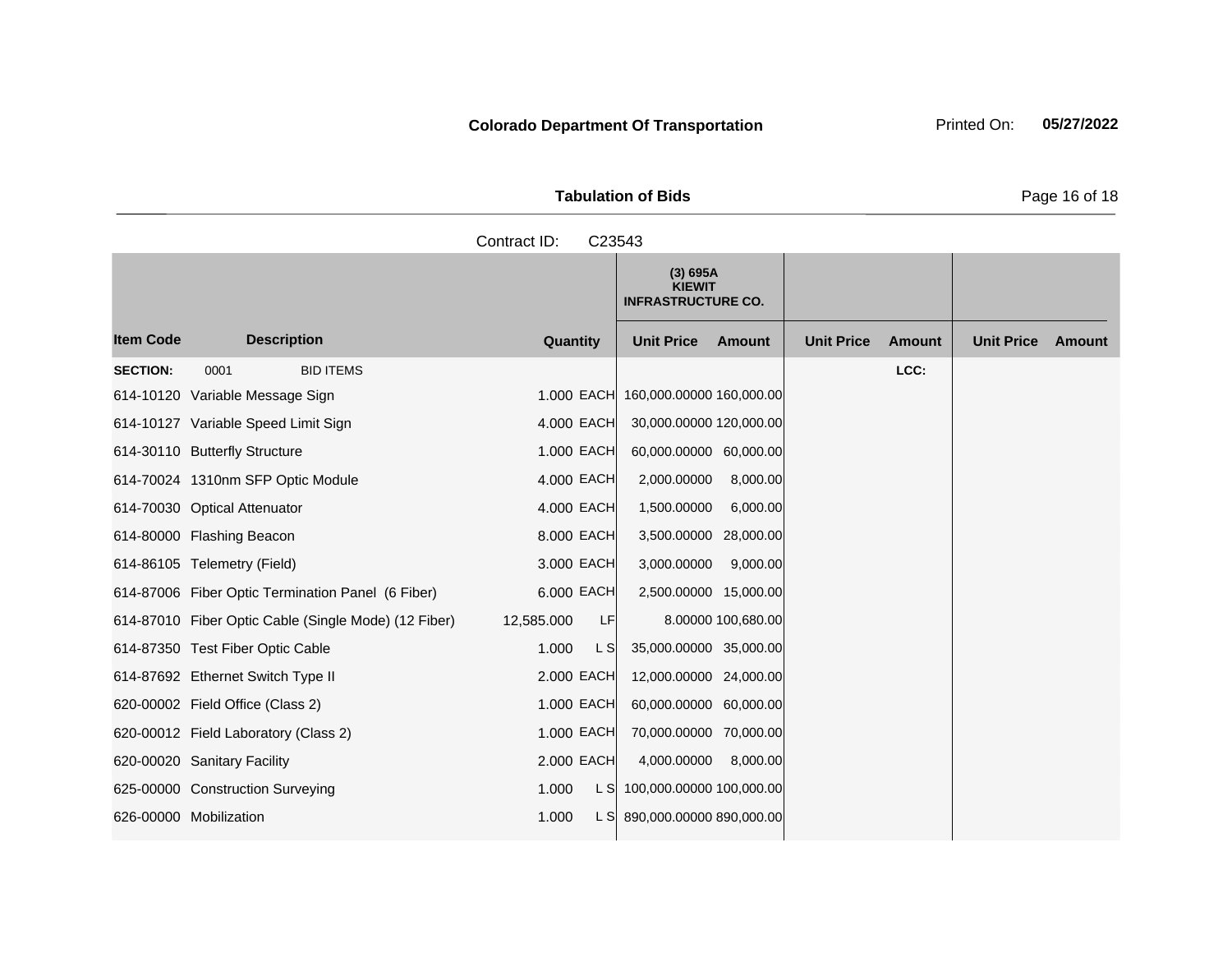**Colorado Department Of Transportation** Printed On: **05/27/2022**

**Tabulation of Bids**

Contract ID: C23543

| | | | | (3) 695A KIEWIT INFRASTRUCTURE CO. | | | | | |
|---|---|---|---|---|---|---|---|---|---|
| **Item Code** | **Description** | **Quantity** | | **Unit Price** | **Amount** | **Unit Price** | **Amount** | **Unit Price** | **Amount** |
| **SECTION:** | 0001 BID ITEMS | | | | | | LCC: | | |
| 614-10120 | Variable Message Sign | 1.000 | EACH | 160,000.00000 | 160,000.00 | | | | |
| 614-10127 | Variable Speed Limit Sign | 4.000 | EACH | 30,000.00000 | 120,000.00 | | | | |
| 614-30110 | Butterfly Structure | 1.000 | EACH | 60,000.00000 | 60,000.00 | | | | |
| 614-70024 | 1310nm SFP Optic Module | 4.000 | EACH | 2,000.00000 | 8,000.00 | | | | |
| 614-70030 | Optical Attenuator | 4.000 | EACH | 1,500.00000 | 6,000.00 | | | | |
| 614-80000 | Flashing Beacon | 8.000 | EACH | 3,500.00000 | 28,000.00 | | | | |
| 614-86105 | Telemetry (Field) | 3.000 | EACH | 3,000.00000 | 9,000.00 | | | | |
| 614-87006 | Fiber Optic Termination Panel (6 Fiber) | 6.000 | EACH | 2,500.00000 | 15,000.00 | | | | |
| 614-87010 | Fiber Optic Cable (Single Mode) (12 Fiber) | 12,585.000 | LF | 8.00000 | 100,680.00 | | | | |
| 614-87350 | Test Fiber Optic Cable | 1.000 | L S | 35,000.00000 | 35,000.00 | | | | |
| 614-87692 | Ethernet Switch Type II | 2.000 | EACH | 12,000.00000 | 24,000.00 | | | | |
| 620-00002 | Field Office (Class 2) | 1.000 | EACH | 60,000.00000 | 60,000.00 | | | | |
| 620-00012 | Field Laboratory (Class 2) | 1.000 | EACH | 70,000.00000 | 70,000.00 | | | | |
| 620-00020 | Sanitary Facility | 2.000 | EACH | 4,000.00000 | 8,000.00 | | | | |
| 625-00000 | Construction Surveying | 1.000 | L S | 100,000.00000 | 100,000.00 | | | | |
| 626-00000 | Mobilization | 1.000 | L S | 890,000.00000 | 890,000.00 | | | | |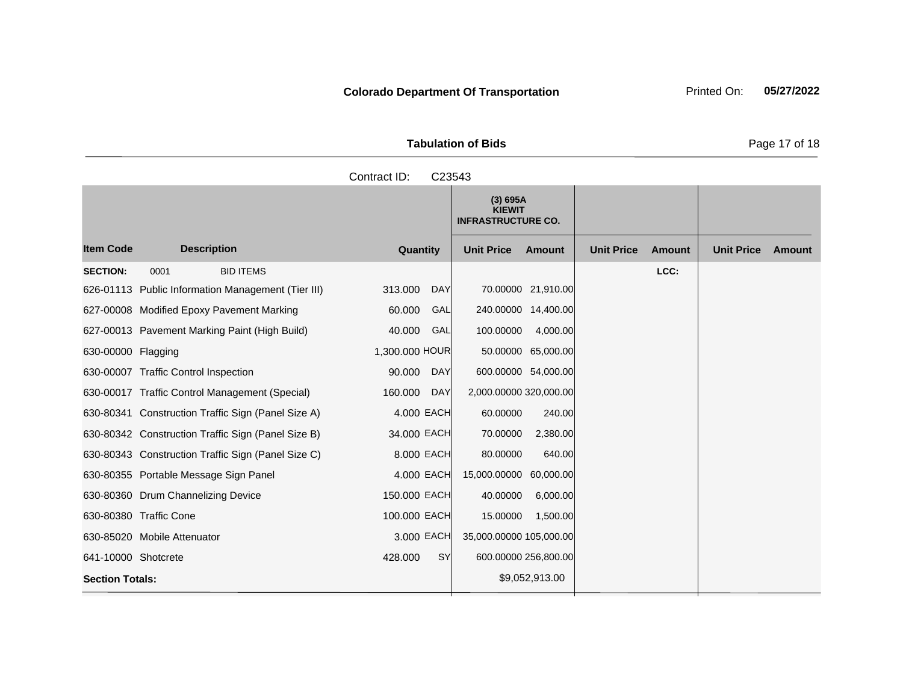**Colorado Department Of Transportation**

Printed On: **05/27/2022**

**Tabulation of Bids**

Contract ID: C23543

| Item Code | Description | Quantity | | (3) 695A KIEWIT INFRASTRUCTURE CO. Unit Price | Amount | Unit Price | Amount | Unit Price | Amount |
|---|---|---|---|---|---|---|---|---|---|
| **SECTION:** | 0001 BID ITEMS | | | | | | LCC: | | |
| 626-01113 | Public Information Management (Tier III) | 313.000 | DAY | 70.00000 | 21,910.00 | | | | |
| 627-00008 | Modified Epoxy Pavement Marking | 60.000 | GAL | 240.00000 | 14,400.00 | | | | |
| 627-00013 | Pavement Marking Paint (High Build) | 40.000 | GAL | 100.00000 | 4,000.00 | | | | |
| 630-00000 | Flagging | 1,300.000 | HOUR | 50.00000 | 65,000.00 | | | | |
| 630-00007 | Traffic Control Inspection | 90.000 | DAY | 600.00000 | 54,000.00 | | | | |
| 630-00017 | Traffic Control Management (Special) | 160.000 | DAY | 2,000.00000 | 320,000.00 | | | | |
| 630-80341 | Construction Traffic Sign (Panel Size A) | 4.000 | EACH | 60.00000 | 240.00 | | | | |
| 630-80342 | Construction Traffic Sign (Panel Size B) | 34.000 | EACH | 70.00000 | 2,380.00 | | | | |
| 630-80343 | Construction Traffic Sign (Panel Size C) | 8.000 | EACH | 80.00000 | 640.00 | | | | |
| 630-80355 | Portable Message Sign Panel | 4.000 | EACH | 15,000.00000 | 60,000.00 | | | | |
| 630-80360 | Drum Channelizing Device | 150.000 | EACH | 40.00000 | 6,000.00 | | | | |
| 630-80380 | Traffic Cone | 100.000 | EACH | 15.00000 | 1,500.00 | | | | |
| 630-85020 | Mobile Attenuator | 3.000 | EACH | 35,000.00000 | 105,000.00 | | | | |
| 641-10000 | Shotcrete | 428.000 | SY | 600.00000 | 256,800.00 | | | | |
| **Section Totals:** | | | | | $9,052,913.00 | | | | |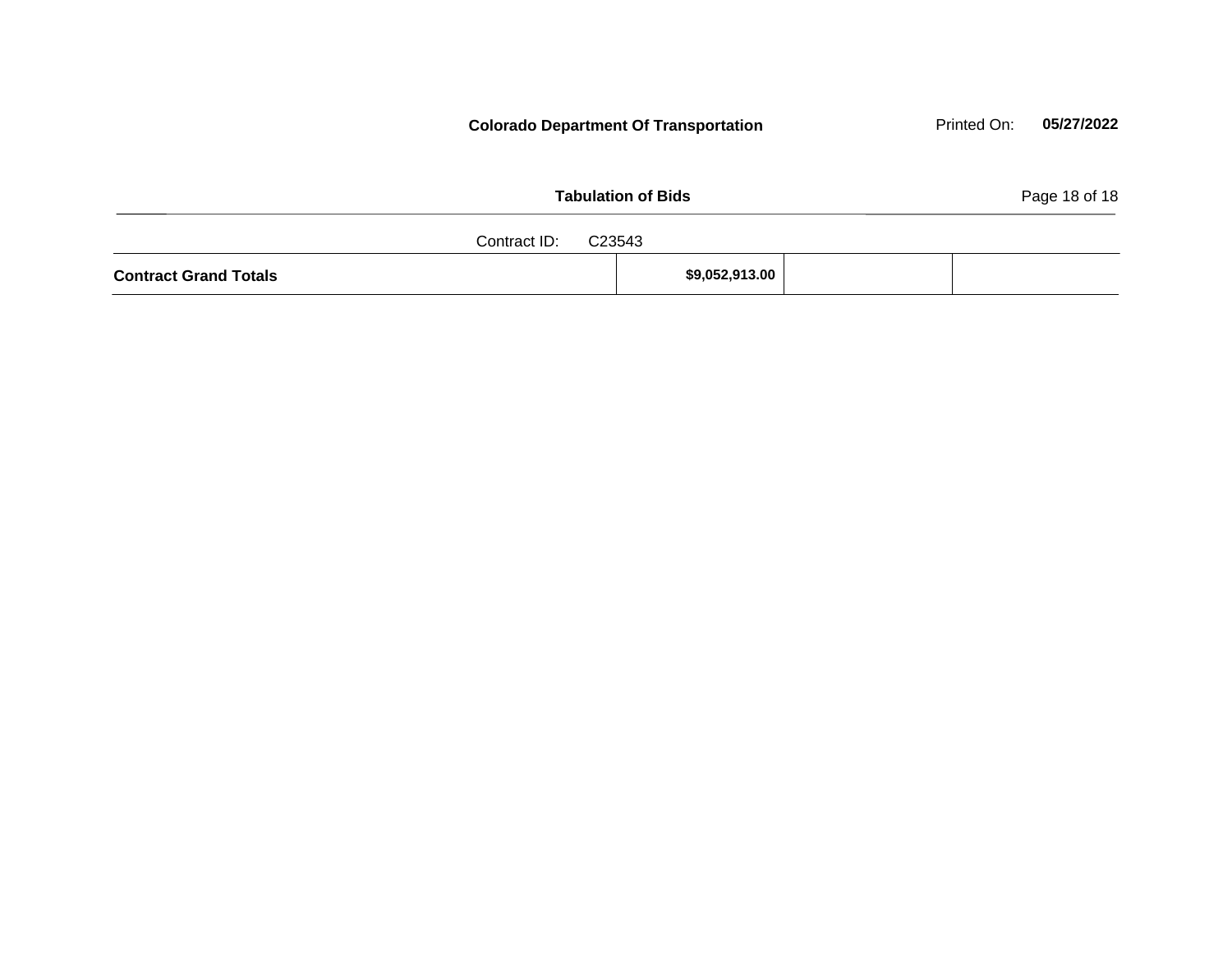Contract ID: C23543

| Contract Grand Totals | $9,052,913.00 | | |
|---|---|---|---|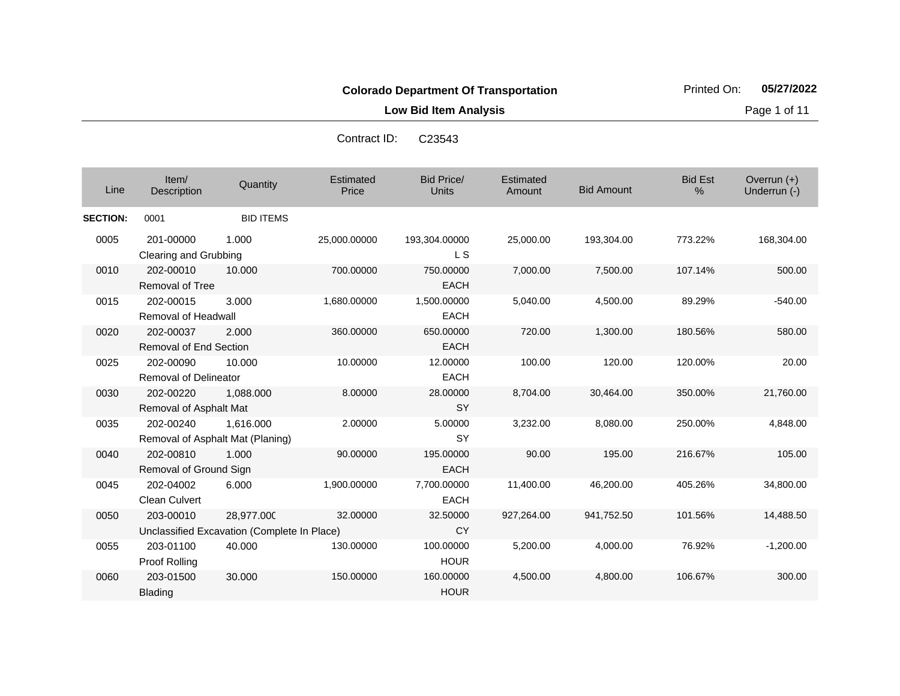**Colorado Department Of Transportation**

**Low Bid Item Analysis**

Printed On: **05/27/2022**

Contract ID: C23543

| Line | Item/ Description | Quantity | Estimated Price | Bid Price/ Units | Estimated Amount | Bid Amount | Bid Est % | Overrun (+) Underrun (-) |
|---|---|---|---|---|---|---|---|---|
| **SECTION:** | 0001 | BID ITEMS | | | | | | |
| 0005 | 201-00000 Clearing and Grubbing | 1.000 | 25,000.00000 | 193,304.00000 L S | 25,000.00 | 193,304.00 | 773.22% | 168,304.00 |
| 0010 | 202-00010 Removal of Tree | 10.000 | 700.00000 | 750.00000 EACH | 7,000.00 | 7,500.00 | 107.14% | 500.00 |
| 0015 | 202-00015 Removal of Headwall | 3.000 | 1,680.00000 | 1,500.00000 EACH | 5,040.00 | 4,500.00 | 89.29% | -540.00 |
| 0020 | 202-00037 Removal of End Section | 2.000 | 360.00000 | 650.00000 EACH | 720.00 | 1,300.00 | 180.56% | 580.00 |
| 0025 | 202-00090 Removal of Delineator | 10.000 | 10.00000 | 12.00000 EACH | 100.00 | 120.00 | 120.00% | 20.00 |
| 0030 | 202-00220 Removal of Asphalt Mat | 1,088.000 | 8.00000 | 28.00000 SY | 8,704.00 | 30,464.00 | 350.00% | 21,760.00 |
| 0035 | 202-00240 Removal of Asphalt Mat (Planing) | 1,616.000 | 2.00000 | 5.00000 SY | 3,232.00 | 8,080.00 | 250.00% | 4,848.00 |
| 0040 | 202-00810 Removal of Ground Sign | 1.000 | 90.00000 | 195.00000 EACH | 90.00 | 195.00 | 216.67% | 105.00 |
| 0045 | 202-04002 Clean Culvert | 6.000 | 1,900.00000 | 7,700.00000 EACH | 11,400.00 | 46,200.00 | 405.26% | 34,800.00 |
| 0050 | 203-00010 Unclassified Excavation (Complete In Place) | 28,977.000 | 32.00000 | 32.50000 CY | 927,264.00 | 941,752.50 | 101.56% | 14,488.50 |
| 0055 | 203-01100 Proof Rolling | 40.000 | 130.00000 | 100.00000 HOUR | 5,200.00 | 4,000.00 | 76.92% | -1,200.00 |
| 0060 | 203-01500 Blading | 30.000 | 150.00000 | 160.00000 HOUR | 4,500.00 | 4,800.00 | 106.67% | 300.00 |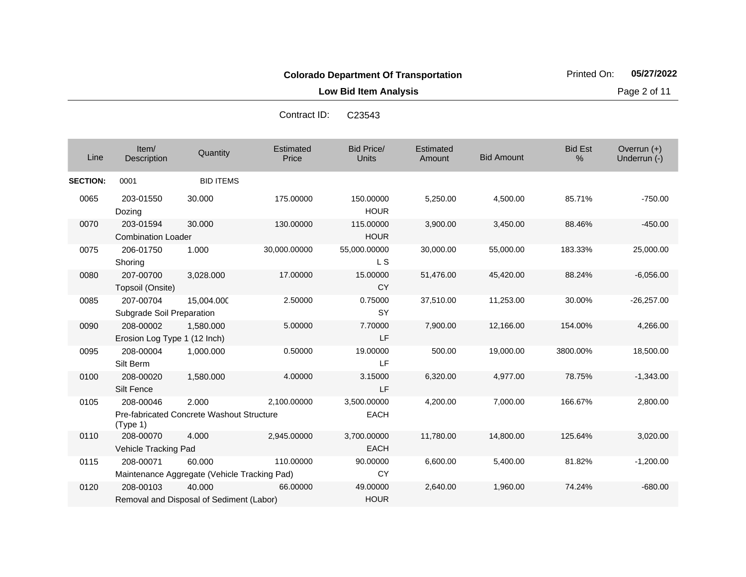**Colorado Department Of Transportation**

**Low Bid Item Analysis**

Printed On: **05/27/2022**

Contract ID: C23543

| Line | Item/ Description | Quantity | Estimated Price | Bid Price/ Units | Estimated Amount | Bid Amount | Bid Est % | Overrun (+) Underrun (-) |
|---|---|---|---|---|---|---|---|---|
| **SECTION:** | 0001 | BID ITEMS | | | | | | |
| 0065 | 203-01550 Dozing | 30.000 | 175.00000 | 150.00000 HOUR | 5,250.00 | 4,500.00 | 85.71% | -750.00 |
| 0070 | 203-01594 Combination Loader | 30.000 | 130.00000 | 115.00000 HOUR | 3,900.00 | 3,450.00 | 88.46% | -450.00 |
| 0075 | 206-01750 Shoring | 1.000 | 30,000.00000 | 55,000.00000 L S | 30,000.00 | 55,000.00 | 183.33% | 25,000.00 |
| 0080 | 207-00700 Topsoil (Onsite) | 3,028.000 | 17.00000 | 15.00000 CY | 51,476.00 | 45,420.00 | 88.24% | -6,056.00 |
| 0085 | 207-00704 Subgrade Soil Preparation | 15,004.000 | 2.50000 | 0.75000 SY | 37,510.00 | 11,253.00 | 30.00% | -26,257.00 |
| 0090 | 208-00002 Erosion Log Type 1 (12 Inch) | 1,580.000 | 5.00000 | 7.70000 LF | 7,900.00 | 12,166.00 | 154.00% | 4,266.00 |
| 0095 | 208-00004 Silt Berm | 1,000.000 | 0.50000 | 19.00000 LF | 500.00 | 19,000.00 | 3800.00% | 18,500.00 |
| 0100 | 208-00020 Silt Fence | 1,580.000 | 4.00000 | 3.15000 LF | 6,320.00 | 4,977.00 | 78.75% | -1,343.00 |
| 0105 | 208-00046 Pre-fabricated Concrete Washout Structure (Type 1) | 2.000 | 2,100.00000 | 3,500.00000 EACH | 4,200.00 | 7,000.00 | 166.67% | 2,800.00 |
| 0110 | 208-00070 Vehicle Tracking Pad | 4.000 | 2,945.00000 | 3,700.00000 EACH | 11,780.00 | 14,800.00 | 125.64% | 3,020.00 |
| 0115 | 208-00071 Maintenance Aggregate (Vehicle Tracking Pad) | 60.000 | 110.00000 | 90.00000 CY | 6,600.00 | 5,400.00 | 81.82% | -1,200.00 |
| 0120 | 208-00103 Removal and Disposal of Sediment (Labor) | 40.000 | 66.00000 | 49.00000 HOUR | 2,640.00 | 1,960.00 | 74.24% | -680.00 |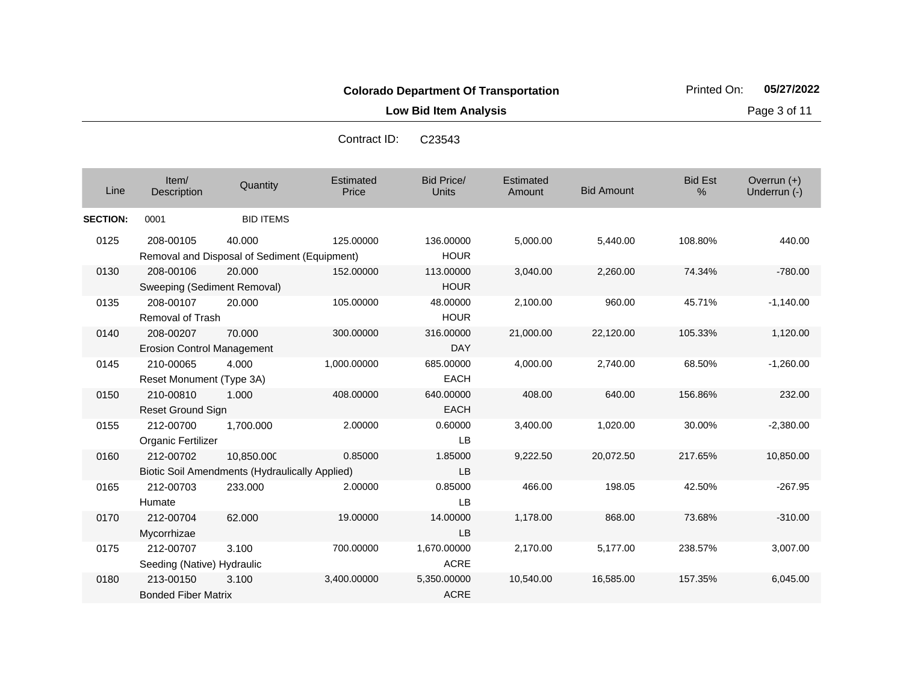**Colorado Department Of Transportation**

**Low Bid Item Analysis**

Contract ID: C23543

| Line | Item/ Description | Quantity | Estimated Price | Bid Price/ Units | Estimated Amount | Bid Amount | Bid Est % | Overrun (+) Underrun (-) |
|---|---|---|---|---|---|---|---|---|
| **SECTION:** | 0001 | BID ITEMS | | | | | | |
| 0125 | 208-00105 Removal and Disposal of Sediment (Equipment) | 40.000 | 125.00000 | 136.00000 HOUR | 5,000.00 | 5,440.00 | 108.80% | 440.00 |
| 0130 | 208-00106 Sweeping (Sediment Removal) | 20.000 | 152.00000 | 113.00000 HOUR | 3,040.00 | 2,260.00 | 74.34% | -780.00 |
| 0135 | 208-00107 Removal of Trash | 20.000 | 105.00000 | 48.00000 HOUR | 2,100.00 | 960.00 | 45.71% | -1,140.00 |
| 0140 | 208-00207 Erosion Control Management | 70.000 | 300.00000 | 316.00000 DAY | 21,000.00 | 22,120.00 | 105.33% | 1,120.00 |
| 0145 | 210-00065 Reset Monument (Type 3A) | 4.000 | 1,000.00000 | 685.00000 EACH | 4,000.00 | 2,740.00 | 68.50% | -1,260.00 |
| 0150 | 210-00810 Reset Ground Sign | 1.000 | 408.00000 | 640.00000 EACH | 408.00 | 640.00 | 156.86% | 232.00 |
| 0155 | 212-00700 Organic Fertilizer | 1,700.000 | 2.00000 | 0.60000 LB | 3,400.00 | 1,020.00 | 30.00% | -2,380.00 |
| 0160 | 212-00702 Biotic Soil Amendments (Hydraulically Applied) | 10,850.000 | 0.85000 | 1.85000 LB | 9,222.50 | 20,072.50 | 217.65% | 10,850.00 |
| 0165 | 212-00703 Humate | 233.000 | 2.00000 | 0.85000 LB | 466.00 | 198.05 | 42.50% | -267.95 |
| 0170 | 212-00704 Mycorrhizae | 62.000 | 19.00000 | 14.00000 LB | 1,178.00 | 868.00 | 73.68% | -310.00 |
| 0175 | 212-00707 Seeding (Native) Hydraulic | 3.100 | 700.00000 | 1,670.00000 ACRE | 2,170.00 | 5,177.00 | 238.57% | 3,007.00 |
| 0180 | 213-00150 Bonded Fiber Matrix | 3.100 | 3,400.00000 | 5,350.00000 ACRE | 10,540.00 | 16,585.00 | 157.35% | 6,045.00 |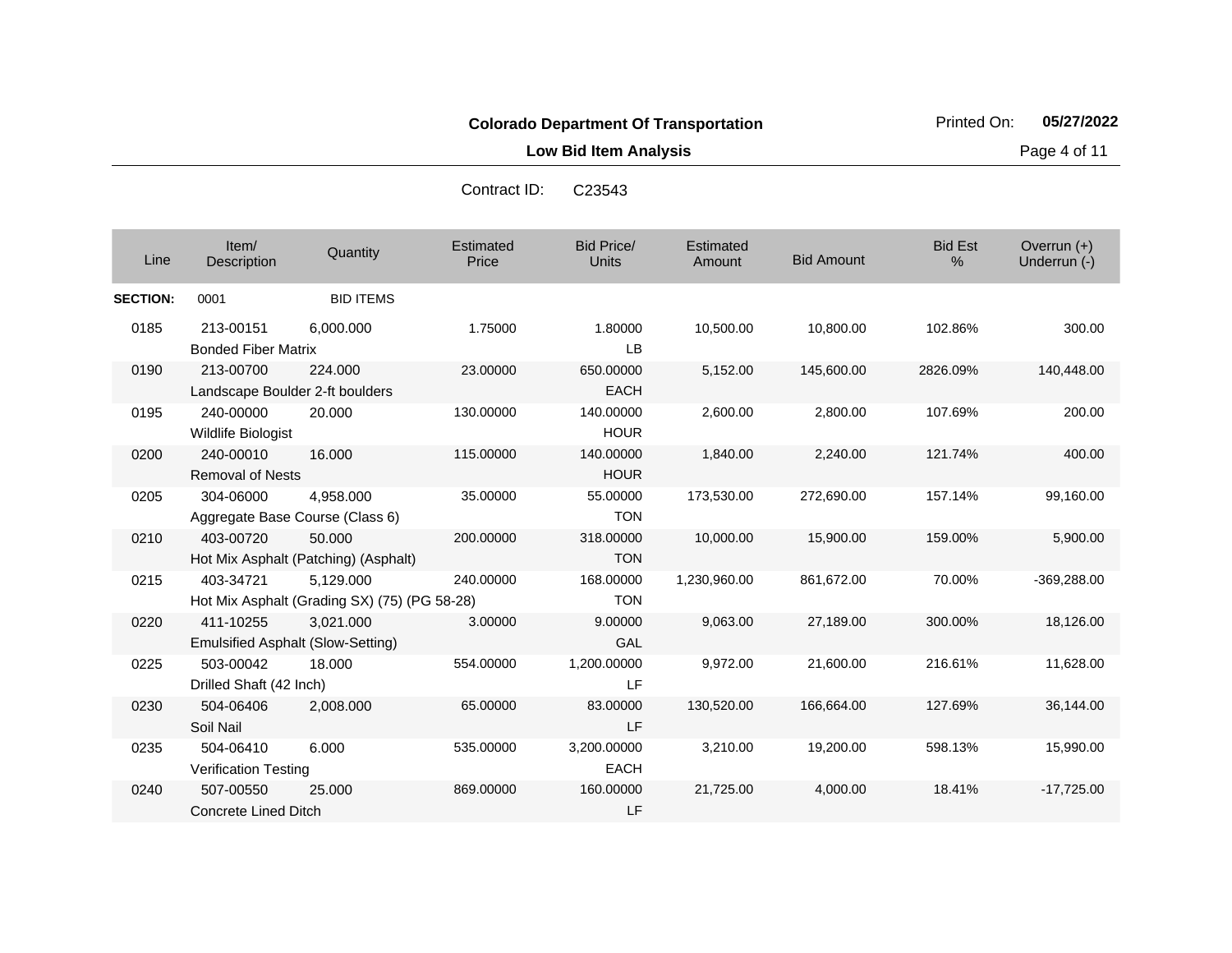**Colorado Department Of Transportation**

Printed On: **05/27/2022**

**Low Bid Item Analysis**

Contract ID: C23543

| Line | Item/ Description | Quantity | Estimated Price | Bid Price/ Units | Estimated Amount | Bid Amount | Bid Est % | Overrun (+) Underrun (-) |
|---|---|---|---|---|---|---|---|---|
| **SECTION:** | 0001 | BID ITEMS | | | | | | |
| 0185 | 213-00151 Bonded Fiber Matrix | 6,000.000 | 1.75000 | 1.80000 LB | 10,500.00 | 10,800.00 | 102.86% | 300.00 |
| 0190 | 213-00700 Landscape Boulder 2-ft boulders | 224.000 | 23.00000 | 650.00000 EACH | 5,152.00 | 145,600.00 | 2826.09% | 140,448.00 |
| 0195 | 240-00000 Wildlife Biologist | 20.000 | 130.00000 | 140.00000 HOUR | 2,600.00 | 2,800.00 | 107.69% | 200.00 |
| 0200 | 240-00010 Removal of Nests | 16.000 | 115.00000 | 140.00000 HOUR | 1,840.00 | 2,240.00 | 121.74% | 400.00 |
| 0205 | 304-06000 Aggregate Base Course (Class 6) | 4,958.000 | 35.00000 | 55.00000 TON | 173,530.00 | 272,690.00 | 157.14% | 99,160.00 |
| 0210 | 403-00720 Hot Mix Asphalt (Patching) (Asphalt) | 50.000 | 200.00000 | 318.00000 TON | 10,000.00 | 15,900.00 | 159.00% | 5,900.00 |
| 0215 | 403-34721 Hot Mix Asphalt (Grading SX) (75) (PG 58-28) | 5,129.000 | 240.00000 | 168.00000 TON | 1,230,960.00 | 861,672.00 | 70.00% | -369,288.00 |
| 0220 | 411-10255 Emulsified Asphalt (Slow-Setting) | 3,021.000 | 3.00000 | 9.00000 GAL | 9,063.00 | 27,189.00 | 300.00% | 18,126.00 |
| 0225 | 503-00042 Drilled Shaft (42 Inch) | 18.000 | 554.00000 | 1,200.00000 LF | 9,972.00 | 21,600.00 | 216.61% | 11,628.00 |
| 0230 | 504-06406 Soil Nail | 2,008.000 | 65.00000 | 83.00000 LF | 130,520.00 | 166,664.00 | 127.69% | 36,144.00 |
| 0235 | 504-06410 Verification Testing | 6.000 | 535.00000 | 3,200.00000 EACH | 3,210.00 | 19,200.00 | 598.13% | 15,990.00 |
| 0240 | 507-00550 Concrete Lined Ditch | 25.000 | 869.00000 | 160.00000 LF | 21,725.00 | 4,000.00 | 18.41% | -17,725.00 |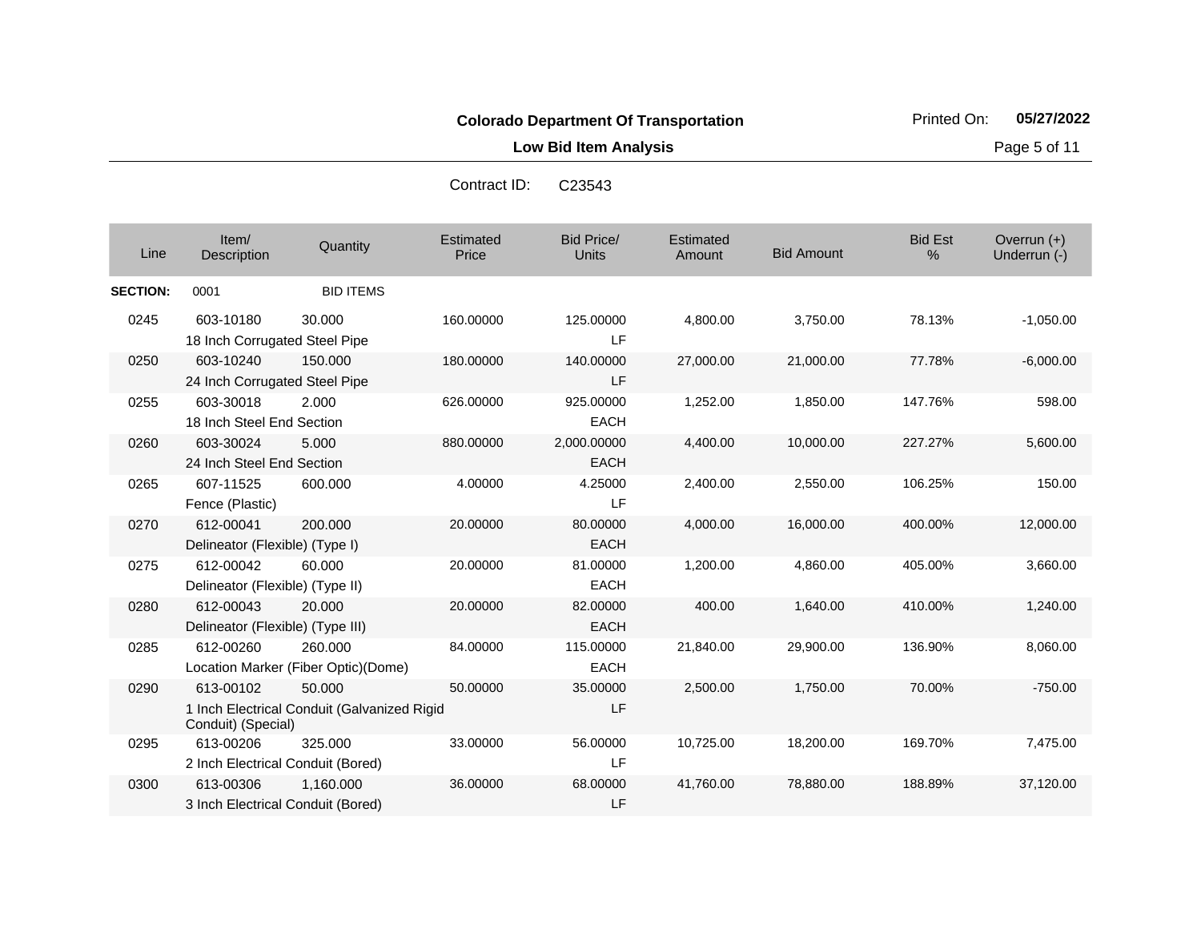**Colorado Department Of Transportation**

**Low Bid Item Analysis**

Printed On: **05/27/2022**

Contract ID: C23543

| Line | Item/ Description | Quantity | Estimated Price | Bid Price/ Units | Estimated Amount | Bid Amount | Bid Est % | Overrun (+) Underrun (-) |
|---|---|---|---|---|---|---|---|---|
| **SECTION:** | 0001 | BID ITEMS | | | | | | |
| 0245 | 603-10180 18 Inch Corrugated Steel Pipe | 30.000 | 160.00000 | 125.00000 LF | 4,800.00 | 3,750.00 | 78.13% | -1,050.00 |
| 0250 | 603-10240 24 Inch Corrugated Steel Pipe | 150.000 | 180.00000 | 140.00000 LF | 27,000.00 | 21,000.00 | 77.78% | -6,000.00 |
| 0255 | 603-30018 18 Inch Steel End Section | 2.000 | 626.00000 | 925.00000 EACH | 1,252.00 | 1,850.00 | 147.76% | 598.00 |
| 0260 | 603-30024 24 Inch Steel End Section | 5.000 | 880.00000 | 2,000.00000 EACH | 4,400.00 | 10,000.00 | 227.27% | 5,600.00 |
| 0265 | 607-11525 Fence (Plastic) | 600.000 | 4.00000 | 4.25000 LF | 2,400.00 | 2,550.00 | 106.25% | 150.00 |
| 0270 | 612-00041 Delineator (Flexible) (Type I) | 200.000 | 20.00000 | 80.00000 EACH | 4,000.00 | 16,000.00 | 400.00% | 12,000.00 |
| 0275 | 612-00042 Delineator (Flexible) (Type II) | 60.000 | 20.00000 | 81.00000 EACH | 1,200.00 | 4,860.00 | 405.00% | 3,660.00 |
| 0280 | 612-00043 Delineator (Flexible) (Type III) | 20.000 | 20.00000 | 82.00000 EACH | 400.00 | 1,640.00 | 410.00% | 1,240.00 |
| 0285 | 612-00260 Location Marker (Fiber Optic)(Dome) | 260.000 | 84.00000 | 115.00000 EACH | 21,840.00 | 29,900.00 | 136.90% | 8,060.00 |
| 0290 | 613-00102 1 Inch Electrical Conduit (Galvanized Rigid Conduit) (Special) | 50.000 | 50.00000 | 35.00000 LF | 2,500.00 | 1,750.00 | 70.00% | -750.00 |
| 0295 | 613-00206 2 Inch Electrical Conduit (Bored) | 325.000 | 33.00000 | 56.00000 LF | 10,725.00 | 18,200.00 | 169.70% | 7,475.00 |
| 0300 | 613-00306 3 Inch Electrical Conduit (Bored) | 1,160.000 | 36.00000 | 68.00000 LF | 41,760.00 | 78,880.00 | 188.89% | 37,120.00 |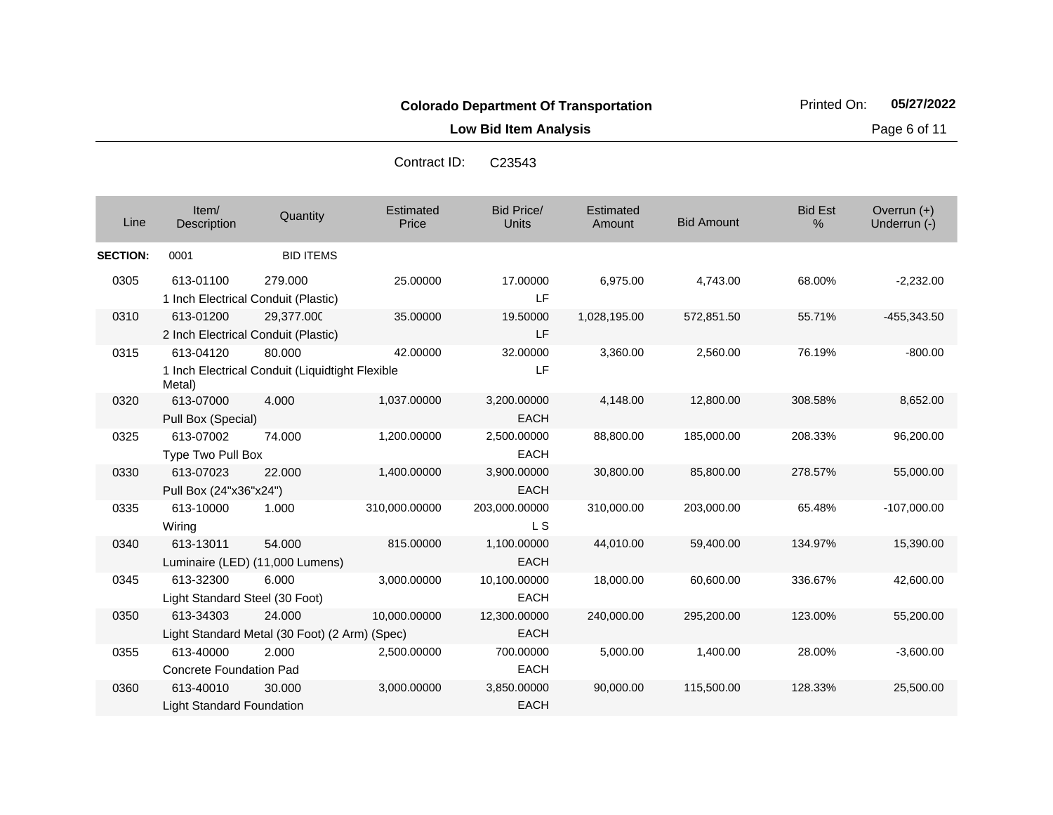**Colorado Department Of Transportation**

Printed On: **05/27/2022**

**Low Bid Item Analysis**

Contract ID: C23543

| Line | Item/ Description | Quantity | Estimated Price | Bid Price/ Units | Estimated Amount | Bid Amount | Bid Est % | Overrun (+) Underrun (-) |
|---|---|---|---|---|---|---|---|---|
| **SECTION:** | 0001 | BID ITEMS | | | | | | |
| 0305 | 613-01100 1 Inch Electrical Conduit (Plastic) | 279.000 | 25.00000 | 17.00000 LF | 6,975.00 | 4,743.00 | 68.00% | -2,232.00 |
| 0310 | 613-01200 2 Inch Electrical Conduit (Plastic) | 29,377.000 | 35.00000 | 19.50000 LF | 1,028,195.00 | 572,851.50 | 55.71% | -455,343.50 |
| 0315 | 613-04120 1 Inch Electrical Conduit (Liquidtight Flexible Metal) | 80.000 | 42.00000 | 32.00000 LF | 3,360.00 | 2,560.00 | 76.19% | -800.00 |
| 0320 | 613-07000 Pull Box (Special) | 4.000 | 1,037.00000 | 3,200.00000 EACH | 4,148.00 | 12,800.00 | 308.58% | 8,652.00 |
| 0325 | 613-07002 Type Two Pull Box | 74.000 | 1,200.00000 | 2,500.00000 EACH | 88,800.00 | 185,000.00 | 208.33% | 96,200.00 |
| 0330 | 613-07023 Pull Box (24"x36"x24") | 22.000 | 1,400.00000 | 3,900.00000 EACH | 30,800.00 | 85,800.00 | 278.57% | 55,000.00 |
| 0335 | 613-10000 Wiring | 1.000 | 310,000.00000 | 203,000.00000 L S | 310,000.00 | 203,000.00 | 65.48% | -107,000.00 |
| 0340 | 613-13011 Luminaire (LED) (11,000 Lumens) | 54.000 | 815.00000 | 1,100.00000 EACH | 44,010.00 | 59,400.00 | 134.97% | 15,390.00 |
| 0345 | 613-32300 Light Standard Steel (30 Foot) | 6.000 | 3,000.00000 | 10,100.00000 EACH | 18,000.00 | 60,600.00 | 336.67% | 42,600.00 |
| 0350 | 613-34303 Light Standard Metal (30 Foot) (2 Arm) (Spec) | 24.000 | 10,000.00000 | 12,300.00000 EACH | 240,000.00 | 295,200.00 | 123.00% | 55,200.00 |
| 0355 | 613-40000 Concrete Foundation Pad | 2.000 | 2,500.00000 | 700.00000 EACH | 5,000.00 | 1,400.00 | 28.00% | -3,600.00 |
| 0360 | 613-40010 Light Standard Foundation | 30.000 | 3,000.00000 | 3,850.00000 EACH | 90,000.00 | 115,500.00 | 128.33% | 25,500.00 |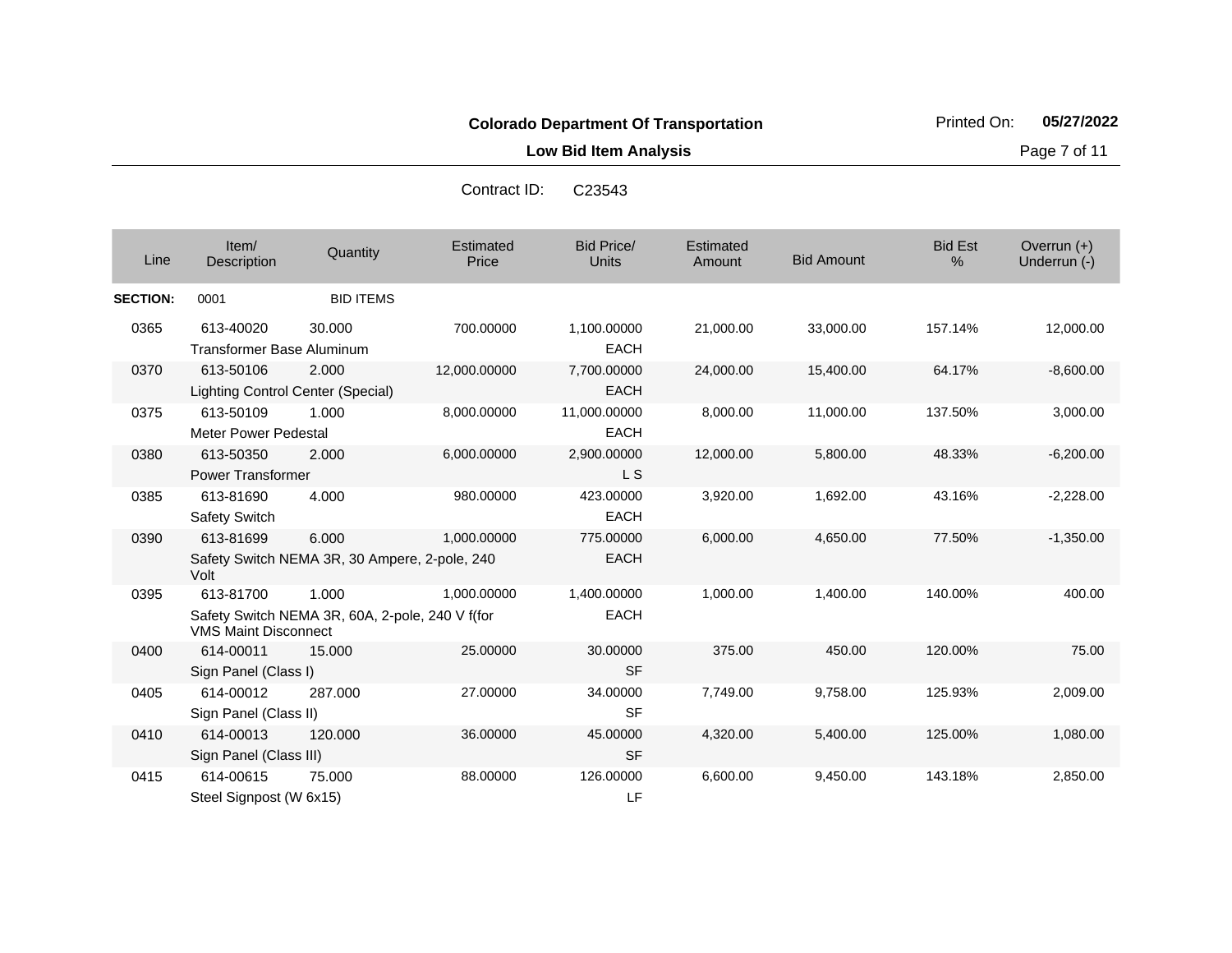**Colorado Department Of Transportation**

**Low Bid Item Analysis**

Printed On: **05/27/2022**

Contract ID: C23543

| Line | Item/ Description | Quantity | Estimated Price | Bid Price/ Units | Estimated Amount | Bid Amount | Bid Est % | Overrun (+) Underrun (-) |
|---|---|---|---|---|---|---|---|---|
| **SECTION:** | 0001 | BID ITEMS | | | | | | |
| 0365 | 613-40020 Transformer Base Aluminum | 30.000 | 700.00000 | 1,100.00000 EACH | 21,000.00 | 33,000.00 | 157.14% | 12,000.00 |
| 0370 | 613-50106 Lighting Control Center (Special) | 2.000 | 12,000.00000 | 7,700.00000 EACH | 24,000.00 | 15,400.00 | 64.17% | -8,600.00 |
| 0375 | 613-50109 Meter Power Pedestal | 1.000 | 8,000.00000 | 11,000.00000 EACH | 8,000.00 | 11,000.00 | 137.50% | 3,000.00 |
| 0380 | 613-50350 Power Transformer | 2.000 | 6,000.00000 | 2,900.00000 L S | 12,000.00 | 5,800.00 | 48.33% | -6,200.00 |
| 0385 | 613-81690 Safety Switch | 4.000 | 980.00000 | 423.00000 EACH | 3,920.00 | 1,692.00 | 43.16% | -2,228.00 |
| 0390 | 613-81699 Safety Switch NEMA 3R, 30 Ampere, 2-pole, 240 Volt | 6.000 | 1,000.00000 | 775.00000 EACH | 6,000.00 | 4,650.00 | 77.50% | -1,350.00 |
| 0395 | 613-81700 Safety Switch NEMA 3R, 60A, 2-pole, 240 V f(for VMS Maint Disconnect | 1.000 | 1,000.00000 | 1,400.00000 EACH | 1,000.00 | 1,400.00 | 140.00% | 400.00 |
| 0400 | 614-00011 Sign Panel (Class I) | 15.000 | 25.00000 | 30.00000 SF | 375.00 | 450.00 | 120.00% | 75.00 |
| 0405 | 614-00012 Sign Panel (Class II) | 287.000 | 27.00000 | 34.00000 SF | 7,749.00 | 9,758.00 | 125.93% | 2,009.00 |
| 0410 | 614-00013 Sign Panel (Class III) | 120.000 | 36.00000 | 45.00000 SF | 4,320.00 | 5,400.00 | 125.00% | 1,080.00 |
| 0415 | 614-00615 Steel Signpost (W 6x15) | 75.000 | 88.00000 | 126.00000 LF | 6,600.00 | 9,450.00 | 143.18% | 2,850.00 |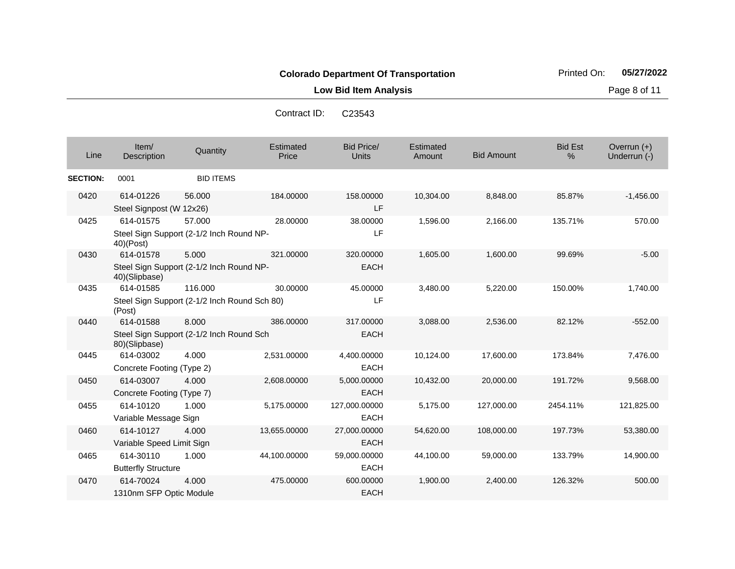**Colorado Department Of Transportation**

**Low Bid Item Analysis**

Printed On: **05/27/2022**

Contract ID: C23543

| Line | Item/ Description | Quantity | Estimated Price | Bid Price/ Units | Estimated Amount | Bid Amount | Bid Est % | Overrun (+) Underrun (-) |
|---|---|---|---|---|---|---|---|---|
| **SECTION:** | 0001 | BID ITEMS | | | | | | |
| 0420 | 614-01226 Steel Signpost (W 12x26) | 56.000 | 184.00000 | 158.00000 LF | 10,304.00 | 8,848.00 | 85.87% | -1,456.00 |
| 0425 | 614-01575 Steel Sign Support (2-1/2 Inch Round NP-40)(Post) | 57.000 | 28.00000 | 38.00000 LF | 1,596.00 | 2,166.00 | 135.71% | 570.00 |
| 0430 | 614-01578 Steel Sign Support (2-1/2 Inch Round NP-40)(Slipbase) | 5.000 | 321.00000 | 320.00000 EACH | 1,605.00 | 1,600.00 | 99.69% | -5.00 |
| 0435 | 614-01585 Steel Sign Support (2-1/2 Inch Round Sch 80)(Post) | 116.000 | 30.00000 | 45.00000 LF | 3,480.00 | 5,220.00 | 150.00% | 1,740.00 |
| 0440 | 614-01588 Steel Sign Support (2-1/2 Inch Round Sch 80)(Slipbase) | 8.000 | 386.00000 | 317.00000 EACH | 3,088.00 | 2,536.00 | 82.12% | -552.00 |
| 0445 | 614-03002 Concrete Footing (Type 2) | 4.000 | 2,531.00000 | 4,400.00000 EACH | 10,124.00 | 17,600.00 | 173.84% | 7,476.00 |
| 0450 | 614-03007 Concrete Footing (Type 7) | 4.000 | 2,608.00000 | 5,000.00000 EACH | 10,432.00 | 20,000.00 | 191.72% | 9,568.00 |
| 0455 | 614-10120 Variable Message Sign | 1.000 | 5,175.00000 | 127,000.00000 EACH | 5,175.00 | 127,000.00 | 2454.11% | 121,825.00 |
| 0460 | 614-10127 Variable Speed Limit Sign | 4.000 | 13,655.00000 | 27,000.00000 EACH | 54,620.00 | 108,000.00 | 197.73% | 53,380.00 |
| 0465 | 614-30110 Butterfly Structure | 1.000 | 44,100.00000 | 59,000.00000 EACH | 44,100.00 | 59,000.00 | 133.79% | 14,900.00 |
| 0470 | 614-70024 1310nm SFP Optic Module | 4.000 | 475.00000 | 600.00000 EACH | 1,900.00 | 2,400.00 | 126.32% | 500.00 |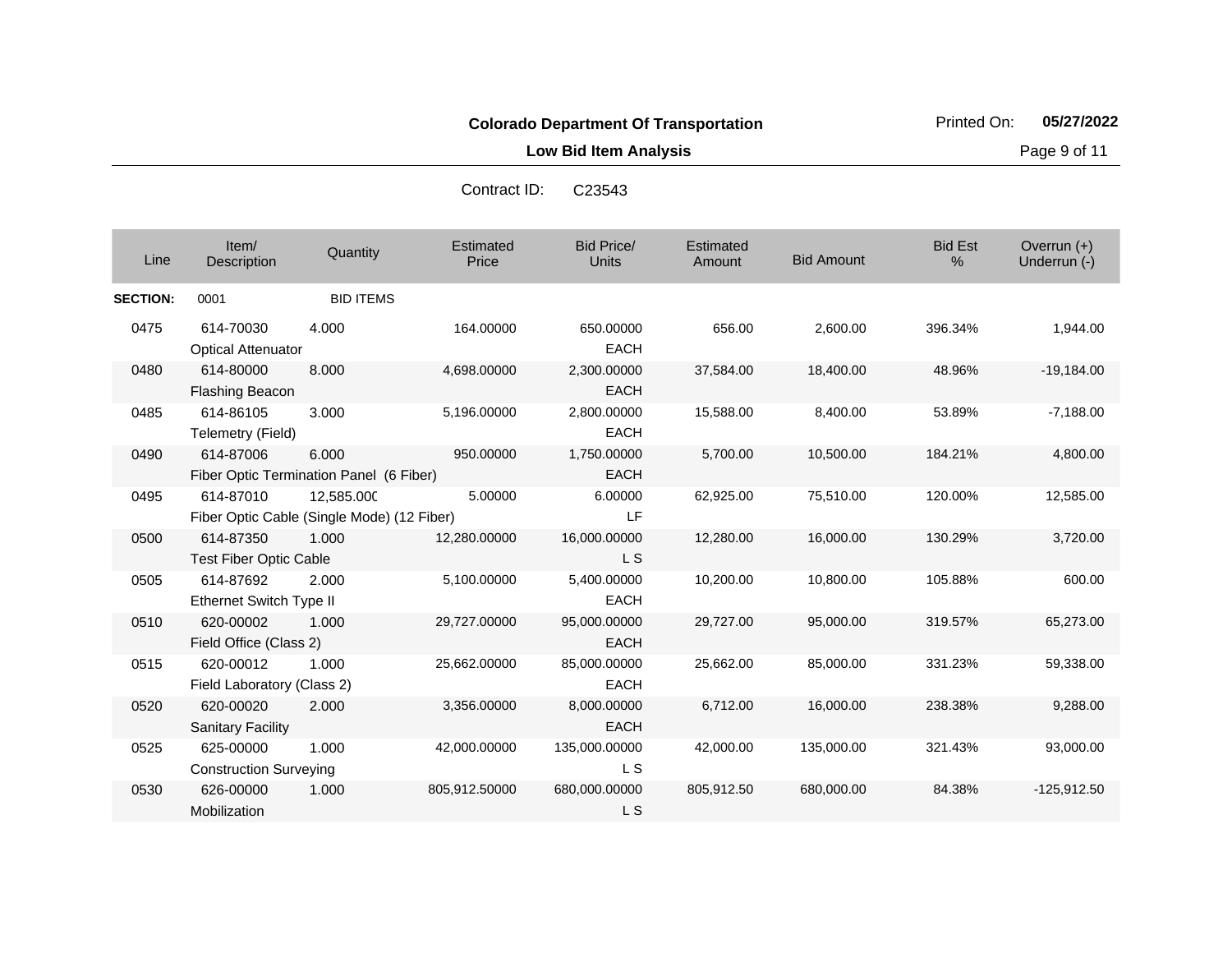**Colorado Department Of Transportation**

**Low Bid Item Analysis**

Printed On: **05/27/2022**

Contract ID: C23543

| Line | Item/ Description | Quantity | Estimated Price | Bid Price/ Units | Estimated Amount | Bid Amount | Bid Est % | Overrun (+) Underrun (-) |
|---|---|---|---|---|---|---|---|---|
| **SECTION:** | 0001 | BID ITEMS | | | | | | |
| 0475 | 614-70030 Optical Attenuator | 4.000 | 164.00000 | 650.00000 EACH | 656.00 | 2,600.00 | 396.34% | 1,944.00 |
| 0480 | 614-80000 Flashing Beacon | 8.000 | 4,698.00000 | 2,300.00000 EACH | 37,584.00 | 18,400.00 | 48.96% | -19,184.00 |
| 0485 | 614-86105 Telemetry (Field) | 3.000 | 5,196.00000 | 2,800.00000 EACH | 15,588.00 | 8,400.00 | 53.89% | -7,188.00 |
| 0490 | 614-87006 Fiber Optic Termination Panel (6 Fiber) | 6.000 | 950.00000 | 1,750.00000 EACH | 5,700.00 | 10,500.00 | 184.21% | 4,800.00 |
| 0495 | 614-87010 Fiber Optic Cable (Single Mode) (12 Fiber) | 12,585.000 | 5.00000 | 6.00000 LF | 62,925.00 | 75,510.00 | 120.00% | 12,585.00 |
| 0500 | 614-87350 Test Fiber Optic Cable | 1.000 | 12,280.00000 | 16,000.00000 L S | 12,280.00 | 16,000.00 | 130.29% | 3,720.00 |
| 0505 | 614-87692 Ethernet Switch Type II | 2.000 | 5,100.00000 | 5,400.00000 EACH | 10,200.00 | 10,800.00 | 105.88% | 600.00 |
| 0510 | 620-00002 Field Office (Class 2) | 1.000 | 29,727.00000 | 95,000.00000 EACH | 29,727.00 | 95,000.00 | 319.57% | 65,273.00 |
| 0515 | 620-00012 Field Laboratory (Class 2) | 1.000 | 25,662.00000 | 85,000.00000 EACH | 25,662.00 | 85,000.00 | 331.23% | 59,338.00 |
| 0520 | 620-00020 Sanitary Facility | 2.000 | 3,356.00000 | 8,000.00000 EACH | 6,712.00 | 16,000.00 | 238.38% | 9,288.00 |
| 0525 | 625-00000 Construction Surveying | 1.000 | 42,000.00000 | 135,000.00000 L S | 42,000.00 | 135,000.00 | 321.43% | 93,000.00 |
| 0530 | 626-00000 Mobilization | 1.000 | 805,912.50000 | 680,000.00000 L S | 805,912.50 | 680,000.00 | 84.38% | -125,912.50 |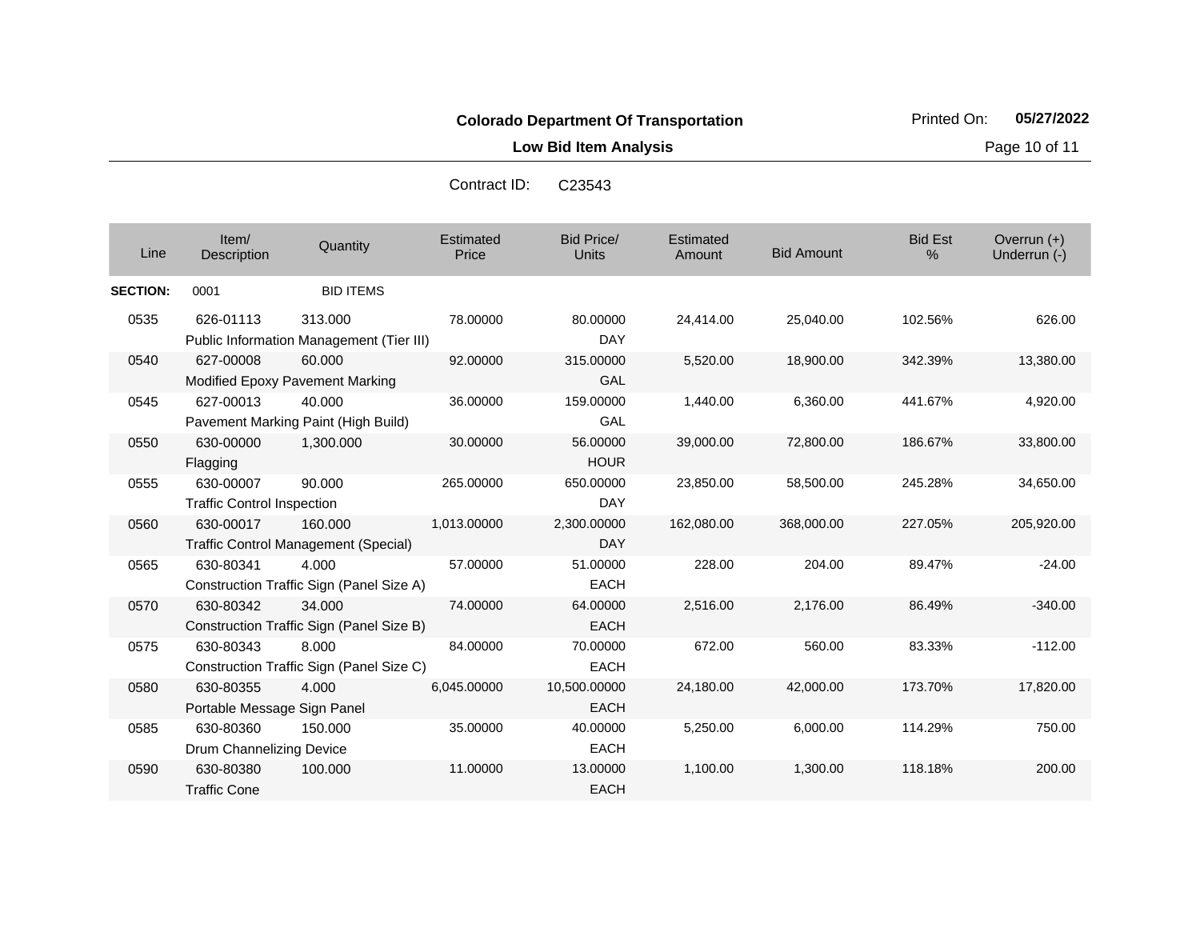**Colorado Department Of Transportation**

**Low Bid Item Analysis**

Printed On: **05/27/2022**

Contract ID: C23543

| Line | Item/ Description | Quantity | Estimated Price | Bid Price/ Units | Estimated Amount | Bid Amount | Bid Est % | Overrun (+) Underrun (-) |
|---|---|---|---|---|---|---|---|---|
| **SECTION:** | 0001 | BID ITEMS | | | | | | |
| 0535 | 626-01113 Public Information Management (Tier III) | 313.000 | 78.00000 | 80.00000 DAY | 24,414.00 | 25,040.00 | 102.56% | 626.00 |
| 0540 | 627-00008 Modified Epoxy Pavement Marking | 60.000 | 92.00000 | 315.00000 GAL | 5,520.00 | 18,900.00 | 342.39% | 13,380.00 |
| 0545 | 627-00013 Pavement Marking Paint (High Build) | 40.000 | 36.00000 | 159.00000 GAL | 1,440.00 | 6,360.00 | 441.67% | 4,920.00 |
| 0550 | 630-00000 Flagging | 1,300.000 | 30.00000 | 56.00000 HOUR | 39,000.00 | 72,800.00 | 186.67% | 33,800.00 |
| 0555 | 630-00007 Traffic Control Inspection | 90.000 | 265.00000 | 650.00000 DAY | 23,850.00 | 58,500.00 | 245.28% | 34,650.00 |
| 0560 | 630-00017 Traffic Control Management (Special) | 160.000 | 1,013.00000 | 2,300.00000 DAY | 162,080.00 | 368,000.00 | 227.05% | 205,920.00 |
| 0565 | 630-80341 Construction Traffic Sign (Panel Size A) | 4.000 | 57.00000 | 51.00000 EACH | 228.00 | 204.00 | 89.47% | -24.00 |
| 0570 | 630-80342 Construction Traffic Sign (Panel Size B) | 34.000 | 74.00000 | 64.00000 EACH | 2,516.00 | 2,176.00 | 86.49% | -340.00 |
| 0575 | 630-80343 Construction Traffic Sign (Panel Size C) | 8.000 | 84.00000 | 70.00000 EACH | 672.00 | 560.00 | 83.33% | -112.00 |
| 0580 | 630-80355 Portable Message Sign Panel | 4.000 | 6,045.00000 | 10,500.00000 EACH | 24,180.00 | 42,000.00 | 173.70% | 17,820.00 |
| 0585 | 630-80360 Drum Channelizing Device | 150.000 | 35.00000 | 40.00000 EACH | 5,250.00 | 6,000.00 | 114.29% | 750.00 |
| 0590 | 630-80380 Traffic Cone | 100.000 | 11.00000 | 13.00000 EACH | 1,100.00 | 1,300.00 | 118.18% | 200.00 |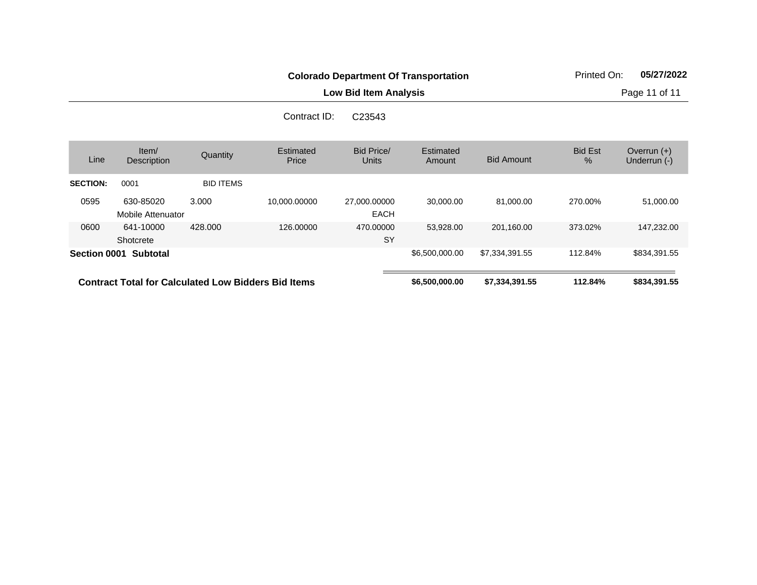**Colorado Department Of Transportation**

**Low Bid Item Analysis**

Contract ID: C23543

| Line | Item/ Description | Quantity | Estimated Price | Bid Price/ Units | Estimated Amount | Bid Amount | Bid Est % | Overrun (+) Underrun (-) |
|---|---|---|---|---|---|---|---|---|
| **SECTION:** | 0001 | BID ITEMS | | | | | | |
| 0595 | 630-85020 Mobile Attenuator | 3.000 | 10,000.00000 | 27,000.00000 EACH | 30,000.00 | 81,000.00 | 270.00% | 51,000.00 |
| 0600 | 641-10000 Shotcrete | 428.000 | 126.00000 | 470.00000 SY | 53,928.00 | 201,160.00 | 373.02% | 147,232.00 |
| **Section 0001 Subtotal** | | | | | $6,500,000.00 | $7,334,391.55 | 112.84% | $834,391.55 |
| **Contract Total for Calculated Low Bidders Bid Items** | | | | | **$6,500,000.00** | **$7,334,391.55** | **112.84%** | **$834,391.55** |